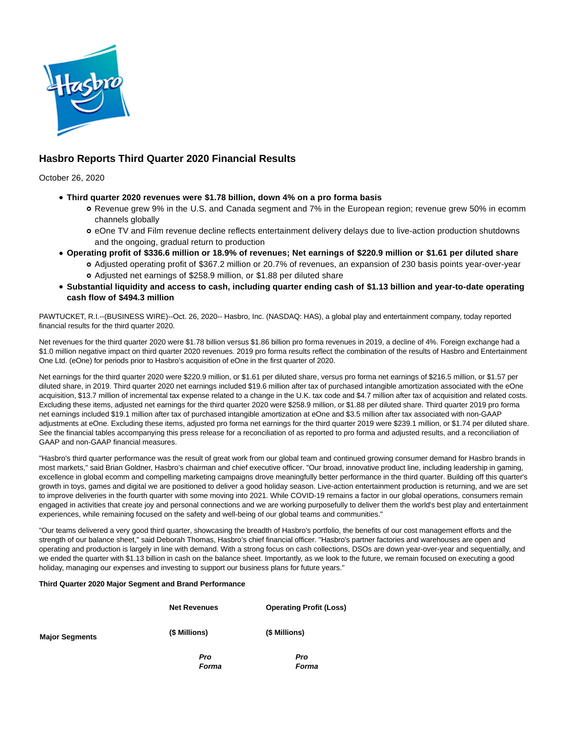# Hasbro Reports Third Quarter 2020 Financial Results

October 26, 2020

- **Third quarter 2020 revenues were $1.78 billion, down 4% on a pro forma basis**
  - Revenue grew 9% in the U.S. and Canada segment and 7% in the European region; revenue grew 50% in ecomm channels globally
  - eOne TV and Film revenue decline reflects entertainment delivery delays due to live-action production shutdowns and the ongoing, gradual return to production
- **Operating profit of $336.6 million or 18.9% of revenues; Net earnings of $220.9 million or $1.61 per diluted share**
  - Adjusted operating profit of $367.2 million or 20.7% of revenues, an expansion of 230 basis points year-over-year
  - Adjusted net earnings of $258.9 million, or $1.88 per diluted share
- **Substantial liquidity and access to cash, including quarter ending cash of $1.13 billion and year-to-date operating cash flow of $494.3 million**

PAWTUCKET, R.I.--(BUSINESS WIRE)--Oct. 26, 2020-- Hasbro, Inc. (NASDAQ: HAS), a global play and entertainment company, today reported financial results for the third quarter 2020.

Net revenues for the third quarter 2020 were $1.78 billion versus $1.86 billion pro forma revenues in 2019, a decline of 4%. Foreign exchange had a $1.0 million negative impact on third quarter 2020 revenues. 2019 pro forma results reflect the combination of the results of Hasbro and Entertainment One Ltd. (eOne) for periods prior to Hasbro's acquisition of eOne in the first quarter of 2020.

Net earnings for the third quarter 2020 were $220.9 million, or $1.61 per diluted share, versus pro forma net earnings of $216.5 million, or $1.57 per diluted share, in 2019. Third quarter 2020 net earnings included $19.6 million after tax of purchased intangible amortization associated with the eOne acquisition, $13.7 million of incremental tax expense related to a change in the U.K. tax code and $4.7 million after tax of acquisition and related costs. Excluding these items, adjusted net earnings for the third quarter 2020 were $258.9 million, or $1.88 per diluted share. Third quarter 2019 pro forma net earnings included $19.1 million after tax of purchased intangible amortization at eOne and $3.5 million after tax associated with non-GAAP adjustments at eOne. Excluding these items, adjusted pro forma net earnings for the third quarter 2019 were $239.1 million, or $1.74 per diluted share. See the financial tables accompanying this press release for a reconciliation of as reported to pro forma and adjusted results, and a reconciliation of GAAP and non-GAAP financial measures.

"Hasbro's third quarter performance was the result of great work from our global team and continued growing consumer demand for Hasbro brands in most markets," said Brian Goldner, Hasbro's chairman and chief executive officer. "Our broad, innovative product line, including leadership in gaming, excellence in global ecomm and compelling marketing campaigns drove meaningfully better performance in the third quarter. Building off this quarter's growth in toys, games and digital we are positioned to deliver a good holiday season. Live-action entertainment production is returning, and we are set to improve deliveries in the fourth quarter with some moving into 2021. While COVID-19 remains a factor in our global operations, consumers remain engaged in activities that create joy and personal connections and we are working purposefully to deliver them the world's best play and entertainment experiences, while remaining focused on the safety and well-being of our global teams and communities."

"Our teams delivered a very good third quarter, showcasing the breadth of Hasbro's portfolio, the benefits of our cost management efforts and the strength of our balance sheet," said Deborah Thomas, Hasbro's chief financial officer. "Hasbro's partner factories and warehouses are open and operating and production is largely in line with demand. With a strong focus on cash collections, DSOs are down year-over-year and sequentially, and we ended the quarter with $1.13 billion in cash on the balance sheet. Importantly, as we look to the future, we remain focused on executing a good holiday, managing our expenses and investing to support our business plans for future years."

**Third Quarter 2020 Major Segment and Brand Performance**

| Major Segments | Net Revenues ($ Millions) | | Operating Profit (Loss) ($ Millions) | |
|---|---|---|---|---|
| | | ***Pro Forma*** | | ***Pro Forma*** |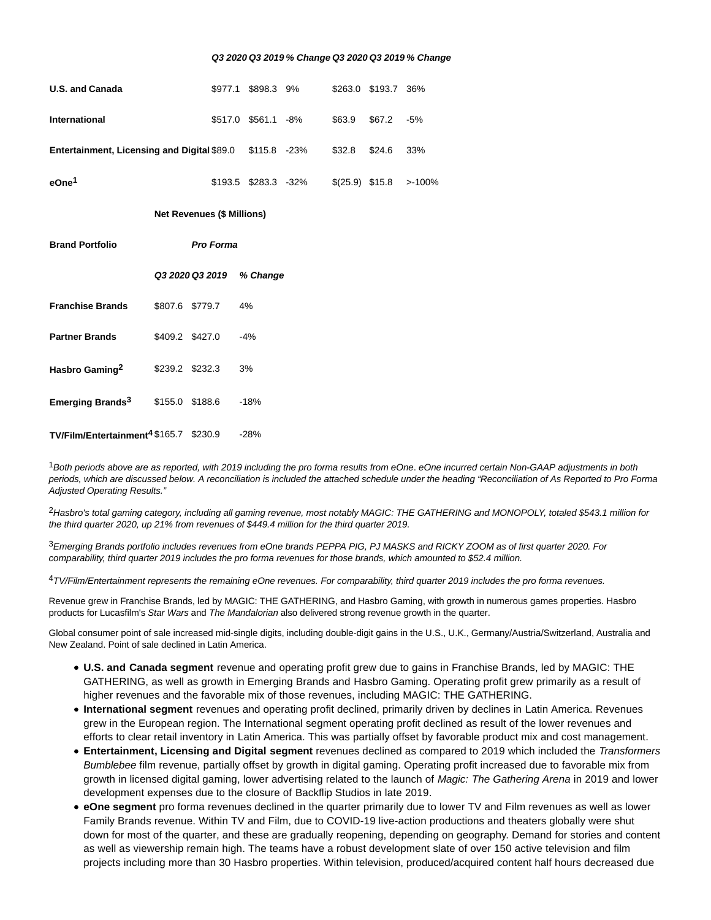| | Q3 2020 | Q3 2019 | % Change | Q3 2020 | Q3 2019 | % Change |
|---|---|---|---|---|---|---|
| **U.S. and Canada** | $977.1 | $898.3 | 9% | $263.0 | $193.7 | 36% |
| **International** | $517.0 | $561.1 | -8% | $63.9 | $67.2 | -5% |
| **Entertainment, Licensing and Digital** | $89.0 | $115.8 | -23% | $32.8 | $24.6 | 33% |
| **eOne[1]** | $193.5 | $283.3 | -32% | $(25.9) | $15.8 | >-100% |

| **Brand Portfolio** | **Net Revenues ($ Millions)** | | |
|---|---|---|---|
| | ***Pro Forma*** | | |
| | ***Q3 2020*** | ***Q3 2019*** | ***% Change*** |
| **Franchise Brands** | $807.6 | $779.7 | 4% |
| **Partner Brands** | $409.2 | $427.0 | -4% |
| **Hasbro Gaming[2]** | $239.2 | $232.3 | 3% |
| **Emerging Brands[3]** | $155.0 | $188.6 | -18% |
| **TV/Film/Entertainment[4]** | $165.7 | $230.9 | -28% |

[1]*Both periods above are as reported, with 2019 including the pro forma results from eOne. eOne incurred certain Non-GAAP adjustments in both periods, which are discussed below. A reconciliation is included the attached schedule under the heading "Reconciliation of As Reported to Pro Forma Adjusted Operating Results."*

[2]*Hasbro's total gaming category, including all gaming revenue, most notably MAGIC: THE GATHERING and MONOPOLY, totaled $543.1 million for the third quarter 2020, up 21% from revenues of $449.4 million for the third quarter 2019.*

[3]*Emerging Brands portfolio includes revenues from eOne brands PEPPA PIG, PJ MASKS and RICKY ZOOM as of first quarter 2020. For comparability, third quarter 2019 includes the pro forma revenues for those brands, which amounted to $52.4 million.*

[4]*TV/Film/Entertainment represents the remaining eOne revenues. For comparability, third quarter 2019 includes the pro forma revenues.*

Revenue grew in Franchise Brands, led by MAGIC: THE GATHERING, and Hasbro Gaming, with growth in numerous games properties. Hasbro products for Lucasfilm's *Star Wars* and *The Mandalorian* also delivered strong revenue growth in the quarter.

Global consumer point of sale increased mid-single digits, including double-digit gains in the U.S., U.K., Germany/Austria/Switzerland, Australia and New Zealand. Point of sale declined in Latin America.

- **U.S. and Canada segment** revenue and operating profit grew due to gains in Franchise Brands, led by MAGIC: THE GATHERING, as well as growth in Emerging Brands and Hasbro Gaming. Operating profit grew primarily as a result of higher revenues and the favorable mix of those revenues, including MAGIC: THE GATHERING.
- **International segment** revenues and operating profit declined, primarily driven by declines in Latin America. Revenues grew in the European region. The International segment operating profit declined as result of the lower revenues and efforts to clear retail inventory in Latin America. This was partially offset by favorable product mix and cost management.
- **Entertainment, Licensing and Digital segment** revenues declined as compared to 2019 which included the *Transformers Bumblebee* film revenue, partially offset by growth in digital gaming. Operating profit increased due to favorable mix from growth in licensed digital gaming, lower advertising related to the launch of *Magic: The Gathering Arena* in 2019 and lower development expenses due to the closure of Backflip Studios in late 2019.
- **eOne segment** pro forma revenues declined in the quarter primarily due to lower TV and Film revenues as well as lower Family Brands revenue. Within TV and Film, due to COVID-19 live-action productions and theaters globally were shut down for most of the quarter, and these are gradually reopening, depending on geography. Demand for stories and content as well as viewership remain high. The teams have a robust development slate of over 150 active television and film projects including more than 30 Hasbro properties. Within television, produced/acquired content half hours decreased due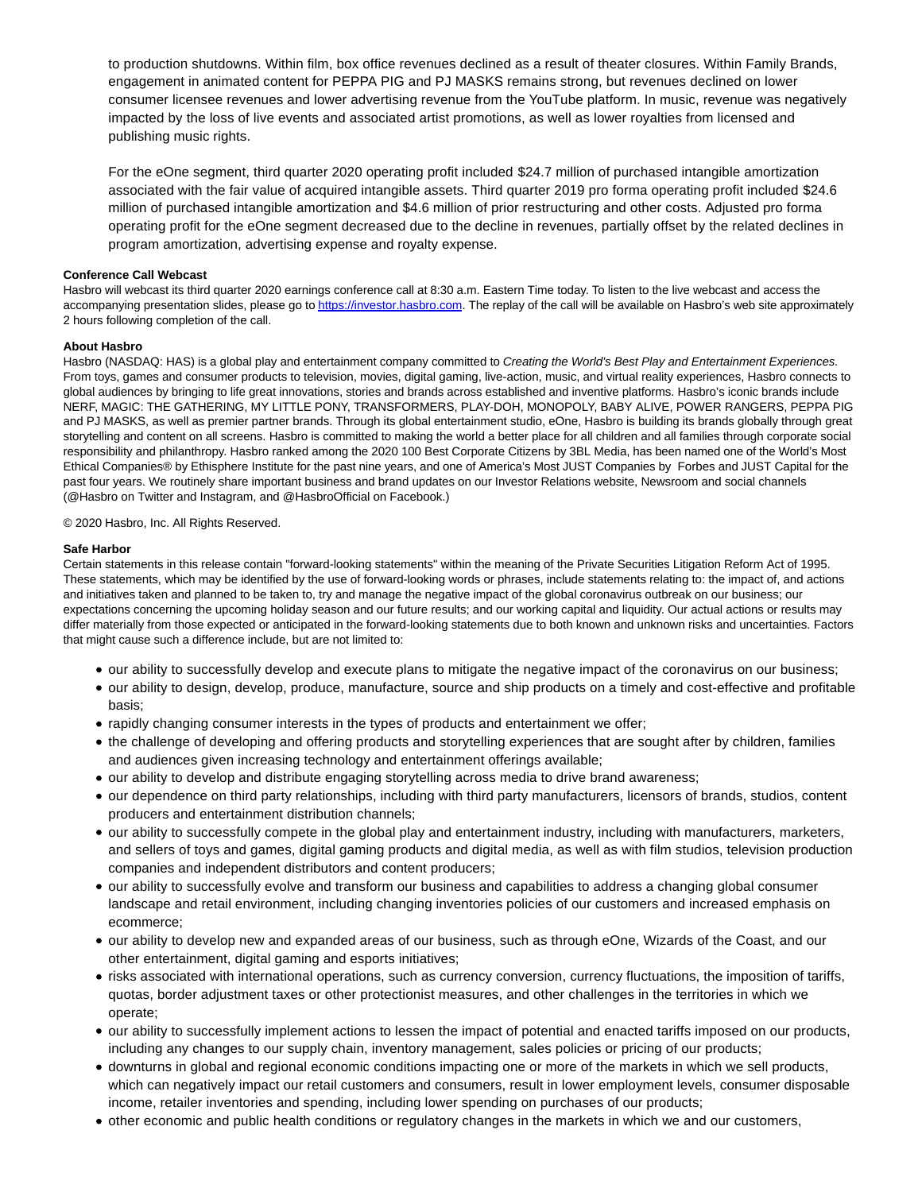to production shutdowns. Within film, box office revenues declined as a result of theater closures. Within Family Brands, engagement in animated content for PEPPA PIG and PJ MASKS remains strong, but revenues declined on lower consumer licensee revenues and lower advertising revenue from the YouTube platform. In music, revenue was negatively impacted by the loss of live events and associated artist promotions, as well as lower royalties from licensed and publishing music rights.

For the eOne segment, third quarter 2020 operating profit included $24.7 million of purchased intangible amortization associated with the fair value of acquired intangible assets. Third quarter 2019 pro forma operating profit included $24.6 million of purchased intangible amortization and $4.6 million of prior restructuring and other costs. Adjusted pro forma operating profit for the eOne segment decreased due to the decline in revenues, partially offset by the related declines in program amortization, advertising expense and royalty expense.

**Conference Call Webcast**

Hasbro will webcast its third quarter 2020 earnings conference call at 8:30 a.m. Eastern Time today. To listen to the live webcast and access the accompanying presentation slides, please go to https://investor.hasbro.com. The replay of the call will be available on Hasbro's web site approximately 2 hours following completion of the call.

**About Hasbro**

Hasbro (NASDAQ: HAS) is a global play and entertainment company committed to *Creating the World's Best Play and Entertainment Experiences.* From toys, games and consumer products to television, movies, digital gaming, live-action, music, and virtual reality experiences, Hasbro connects to global audiences by bringing to life great innovations, stories and brands across established and inventive platforms. Hasbro's iconic brands include NERF, MAGIC: THE GATHERING, MY LITTLE PONY, TRANSFORMERS, PLAY-DOH, MONOPOLY, BABY ALIVE, POWER RANGERS, PEPPA PIG and PJ MASKS, as well as premier partner brands. Through its global entertainment studio, eOne, Hasbro is building its brands globally through great storytelling and content on all screens. Hasbro is committed to making the world a better place for all children and all families through corporate social responsibility and philanthropy. Hasbro ranked among the 2020 100 Best Corporate Citizens by 3BL Media, has been named one of the World's Most Ethical Companies® by Ethisphere Institute for the past nine years, and one of America's Most JUST Companies by Forbes and JUST Capital for the past four years. We routinely share important business and brand updates on our Investor Relations website, Newsroom and social channels (@Hasbro on Twitter and Instagram, and @HasbroOfficial on Facebook.)

© 2020 Hasbro, Inc. All Rights Reserved.

**Safe Harbor**

Certain statements in this release contain "forward-looking statements" within the meaning of the Private Securities Litigation Reform Act of 1995. These statements, which may be identified by the use of forward-looking words or phrases, include statements relating to: the impact of, and actions and initiatives taken and planned to be taken to, try and manage the negative impact of the global coronavirus outbreak on our business; our expectations concerning the upcoming holiday season and our future results; and our working capital and liquidity. Our actual actions or results may differ materially from those expected or anticipated in the forward-looking statements due to both known and unknown risks and uncertainties. Factors that might cause such a difference include, but are not limited to:

- our ability to successfully develop and execute plans to mitigate the negative impact of the coronavirus on our business;
- our ability to design, develop, produce, manufacture, source and ship products on a timely and cost-effective and profitable basis;
- rapidly changing consumer interests in the types of products and entertainment we offer;
- the challenge of developing and offering products and storytelling experiences that are sought after by children, families and audiences given increasing technology and entertainment offerings available;
- our ability to develop and distribute engaging storytelling across media to drive brand awareness;
- our dependence on third party relationships, including with third party manufacturers, licensors of brands, studios, content producers and entertainment distribution channels;
- our ability to successfully compete in the global play and entertainment industry, including with manufacturers, marketers, and sellers of toys and games, digital gaming products and digital media, as well as with film studios, television production companies and independent distributors and content producers;
- our ability to successfully evolve and transform our business and capabilities to address a changing global consumer landscape and retail environment, including changing inventories policies of our customers and increased emphasis on ecommerce;
- our ability to develop new and expanded areas of our business, such as through eOne, Wizards of the Coast, and our other entertainment, digital gaming and esports initiatives;
- risks associated with international operations, such as currency conversion, currency fluctuations, the imposition of tariffs, quotas, border adjustment taxes or other protectionist measures, and other challenges in the territories in which we operate;
- our ability to successfully implement actions to lessen the impact of potential and enacted tariffs imposed on our products, including any changes to our supply chain, inventory management, sales policies or pricing of our products;
- downturns in global and regional economic conditions impacting one or more of the markets in which we sell products, which can negatively impact our retail customers and consumers, result in lower employment levels, consumer disposable income, retailer inventories and spending, including lower spending on purchases of our products;
- other economic and public health conditions or regulatory changes in the markets in which we and our customers,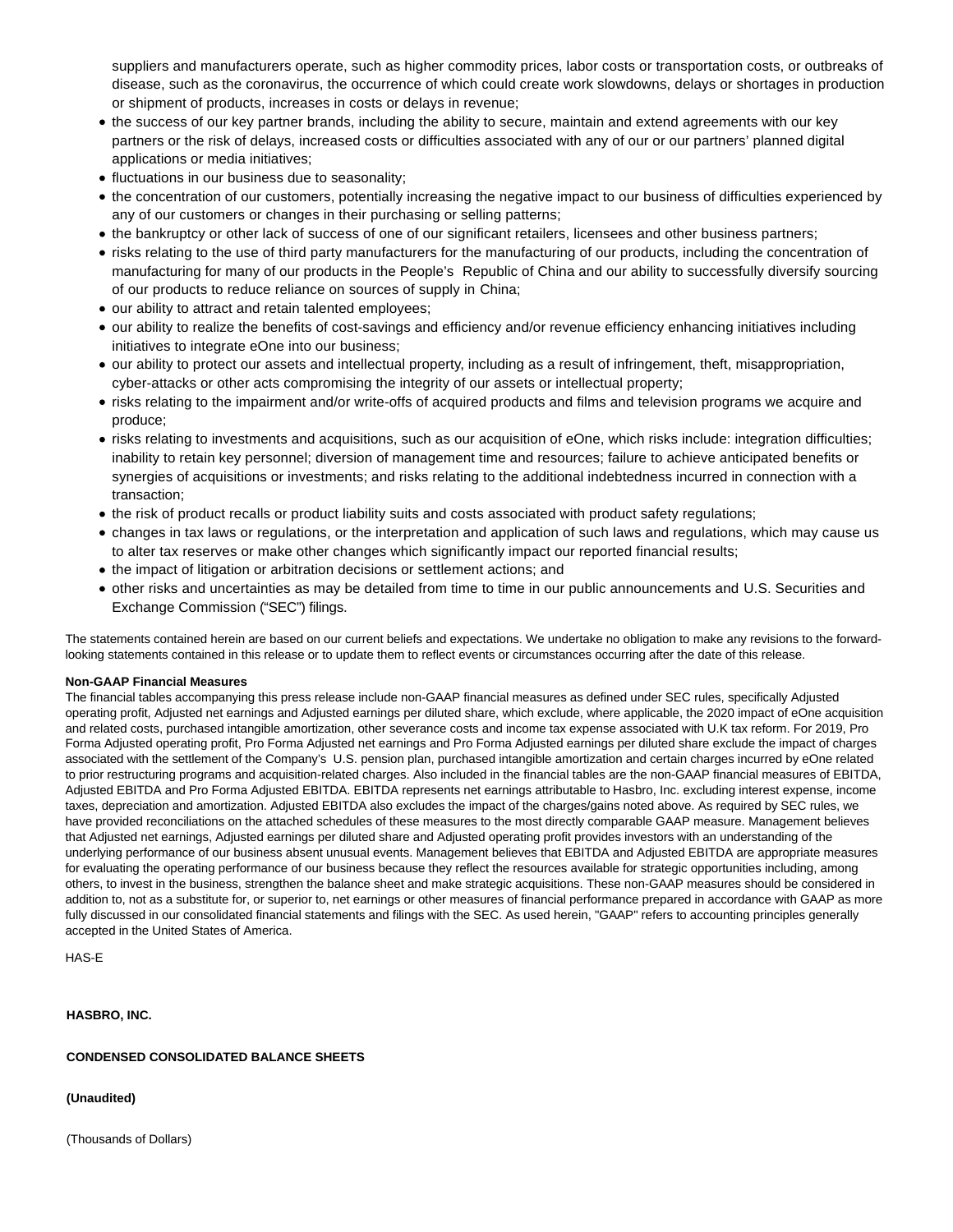suppliers and manufacturers operate, such as higher commodity prices, labor costs or transportation costs, or outbreaks of disease, such as the coronavirus, the occurrence of which could create work slowdowns, delays or shortages in production or shipment of products, increases in costs or delays in revenue;

- the success of our key partner brands, including the ability to secure, maintain and extend agreements with our key partners or the risk of delays, increased costs or difficulties associated with any of our or our partners' planned digital applications or media initiatives;
- fluctuations in our business due to seasonality;
- the concentration of our customers, potentially increasing the negative impact to our business of difficulties experienced by any of our customers or changes in their purchasing or selling patterns;
- the bankruptcy or other lack of success of one of our significant retailers, licensees and other business partners;
- risks relating to the use of third party manufacturers for the manufacturing of our products, including the concentration of manufacturing for many of our products in the People's Republic of China and our ability to successfully diversify sourcing of our products to reduce reliance on sources of supply in China;
- our ability to attract and retain talented employees;
- our ability to realize the benefits of cost-savings and efficiency and/or revenue efficiency enhancing initiatives including initiatives to integrate eOne into our business;
- our ability to protect our assets and intellectual property, including as a result of infringement, theft, misappropriation, cyber-attacks or other acts compromising the integrity of our assets or intellectual property;
- risks relating to the impairment and/or write-offs of acquired products and films and television programs we acquire and produce;
- risks relating to investments and acquisitions, such as our acquisition of eOne, which risks include: integration difficulties; inability to retain key personnel; diversion of management time and resources; failure to achieve anticipated benefits or synergies of acquisitions or investments; and risks relating to the additional indebtedness incurred in connection with a transaction;
- the risk of product recalls or product liability suits and costs associated with product safety regulations;
- changes in tax laws or regulations, or the interpretation and application of such laws and regulations, which may cause us to alter tax reserves or make other changes which significantly impact our reported financial results;
- the impact of litigation or arbitration decisions or settlement actions; and
- other risks and uncertainties as may be detailed from time to time in our public announcements and U.S. Securities and Exchange Commission ("SEC") filings.

The statements contained herein are based on our current beliefs and expectations. We undertake no obligation to make any revisions to the forward-looking statements contained in this release or to update them to reflect events or circumstances occurring after the date of this release.

**Non-GAAP Financial Measures**

The financial tables accompanying this press release include non-GAAP financial measures as defined under SEC rules, specifically Adjusted operating profit, Adjusted net earnings and Adjusted earnings per diluted share, which exclude, where applicable, the 2020 impact of eOne acquisition and related costs, purchased intangible amortization, other severance costs and income tax expense associated with U.K tax reform. For 2019, Pro Forma Adjusted operating profit, Pro Forma Adjusted net earnings and Pro Forma Adjusted earnings per diluted share exclude the impact of charges associated with the settlement of the Company's U.S. pension plan, purchased intangible amortization and certain charges incurred by eOne related to prior restructuring programs and acquisition-related charges. Also included in the financial tables are the non-GAAP financial measures of EBITDA, Adjusted EBITDA and Pro Forma Adjusted EBITDA. EBITDA represents net earnings attributable to Hasbro, Inc. excluding interest expense, income taxes, depreciation and amortization. Adjusted EBITDA also excludes the impact of the charges/gains noted above. As required by SEC rules, we have provided reconciliations on the attached schedules of these measures to the most directly comparable GAAP measure. Management believes that Adjusted net earnings, Adjusted earnings per diluted share and Adjusted operating profit provides investors with an understanding of the underlying performance of our business absent unusual events. Management believes that EBITDA and Adjusted EBITDA are appropriate measures for evaluating the operating performance of our business because they reflect the resources available for strategic opportunities including, among others, to invest in the business, strengthen the balance sheet and make strategic acquisitions. These non-GAAP measures should be considered in addition to, not as a substitute for, or superior to, net earnings or other measures of financial performance prepared in accordance with GAAP as more fully discussed in our consolidated financial statements and filings with the SEC. As used herein, "GAAP" refers to accounting principles generally accepted in the United States of America.

HAS-E

**HASBRO, INC.**

**CONDENSED CONSOLIDATED BALANCE SHEETS**

**(Unaudited)**

(Thousands of Dollars)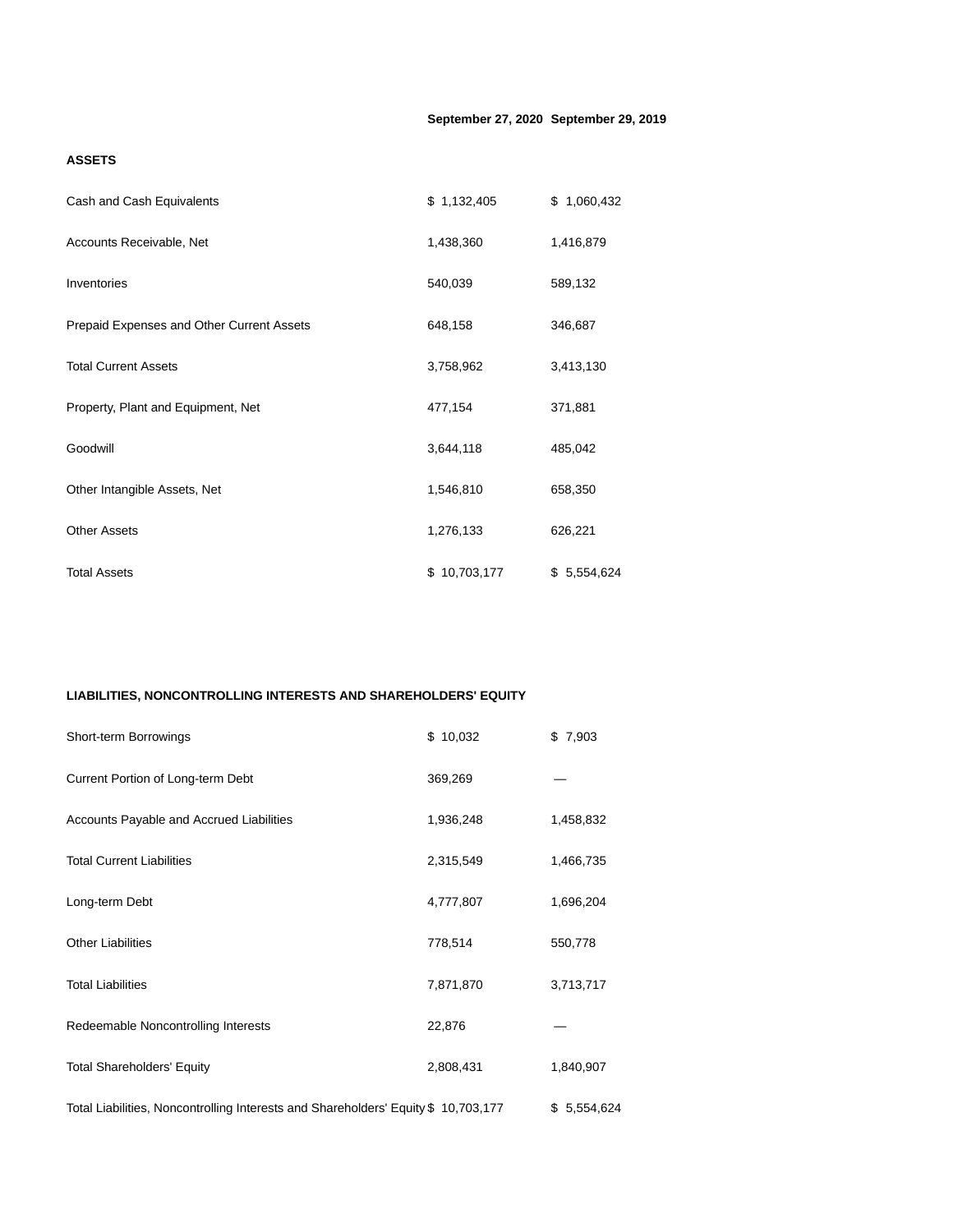| | September 27, 2020 | September 29, 2019 |
|---|---|---|
| **ASSETS** | | |
| Cash and Cash Equivalents | $ 1,132,405 | $ 1,060,432 |
| Accounts Receivable, Net | 1,438,360 | 1,416,879 |
| Inventories | 540,039 | 589,132 |
| Prepaid Expenses and Other Current Assets | 648,158 | 346,687 |
| Total Current Assets | 3,758,962 | 3,413,130 |
| Property, Plant and Equipment, Net | 477,154 | 371,881 |
| Goodwill | 3,644,118 | 485,042 |
| Other Intangible Assets, Net | 1,546,810 | 658,350 |
| Other Assets | 1,276,133 | 626,221 |
| Total Assets | $ 10,703,177 | $ 5,554,624 |

| | September 27, 2020 | September 29, 2019 |
|---|---|---|
| **LIABILITIES, NONCONTROLLING INTERESTS AND SHAREHOLDERS' EQUITY** | | |
| Short-term Borrowings | $ 10,032 | $ 7,903 |
| Current Portion of Long-term Debt | 369,269 | — |
| Accounts Payable and Accrued Liabilities | 1,936,248 | 1,458,832 |
| Total Current Liabilities | 2,315,549 | 1,466,735 |
| Long-term Debt | 4,777,807 | 1,696,204 |
| Other Liabilities | 778,514 | 550,778 |
| Total Liabilities | 7,871,870 | 3,713,717 |
| Redeemable Noncontrolling Interests | 22,876 | — |
| Total Shareholders' Equity | 2,808,431 | 1,840,907 |
| Total Liabilities, Noncontrolling Interests and Shareholders' Equity | $ 10,703,177 | $ 5,554,624 |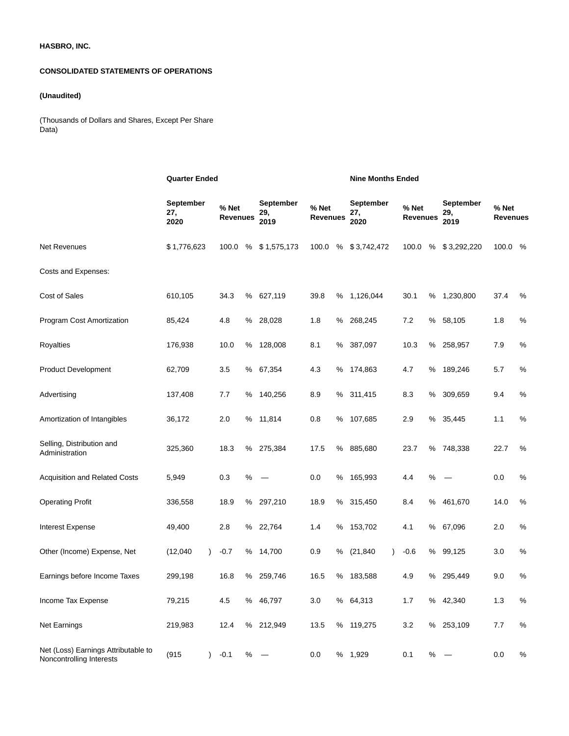**HASBRO, INC.**

**CONSOLIDATED STATEMENTS OF OPERATIONS**

**(Unaudited)**

(Thousands of Dollars and Shares, Except Per Share Data)

| | **Quarter Ended** | | | | **Nine Months Ended** | | | |
|---|---|---|---|---|---|---|---|---|
| | **September 27, 2020** | **% Net Revenues** | **September 29, 2019** | **% Net Revenues** | **September 27, 2020** | **% Net Revenues** | **September 29, 2019** | **% Net Revenues** |
| Net Revenues | $ 1,776,623 | 100.0 % | $ 1,575,173 | 100.0 % | $ 3,742,472 | 100.0 % | $ 3,292,220 | 100.0 % |
| Costs and Expenses: | | | | | | | | |
| Cost of Sales | 610,105 | 34.3 % | 627,119 | 39.8 % | 1,126,044 | 30.1 % | 1,230,800 | 37.4 % |
| Program Cost Amortization | 85,424 | 4.8 % | 28,028 | 1.8 % | 268,245 | 7.2 % | 58,105 | 1.8 % |
| Royalties | 176,938 | 10.0 % | 128,008 | 8.1 % | 387,097 | 10.3 % | 258,957 | 7.9 % |
| Product Development | 62,709 | 3.5 % | 67,354 | 4.3 % | 174,863 | 4.7 % | 189,246 | 5.7 % |
| Advertising | 137,408 | 7.7 % | 140,256 | 8.9 % | 311,415 | 8.3 % | 309,659 | 9.4 % |
| Amortization of Intangibles | 36,172 | 2.0 % | 11,814 | 0.8 % | 107,685 | 2.9 % | 35,445 | 1.1 % |
| Selling, Distribution and Administration | 325,360 | 18.3 % | 275,384 | 17.5 % | 885,680 | 23.7 % | 748,338 | 22.7 % |
| Acquisition and Related Costs | 5,949 | 0.3 % | — | 0.0 % | 165,993 | 4.4 % | — | 0.0 % |
| Operating Profit | 336,558 | 18.9 % | 297,210 | 18.9 % | 315,450 | 8.4 % | 461,670 | 14.0 % |
| Interest Expense | 49,400 | 2.8 % | 22,764 | 1.4 % | 153,702 | 4.1 % | 67,096 | 2.0 % |
| Other (Income) Expense, Net | (12,040 ) | -0.7 % | 14,700 | 0.9 % | (21,840 ) | -0.6 % | 99,125 | 3.0 % |
| Earnings before Income Taxes | 299,198 | 16.8 % | 259,746 | 16.5 % | 183,588 | 4.9 % | 295,449 | 9.0 % |
| Income Tax Expense | 79,215 | 4.5 % | 46,797 | 3.0 % | 64,313 | 1.7 % | 42,340 | 1.3 % |
| Net Earnings | 219,983 | 12.4 % | 212,949 | 13.5 % | 119,275 | 3.2 % | 253,109 | 7.7 % |
| Net (Loss) Earnings Attributable to Noncontrolling Interests | (915 ) | -0.1 % | — | 0.0 % | 1,929 | 0.1 % | — | 0.0 % |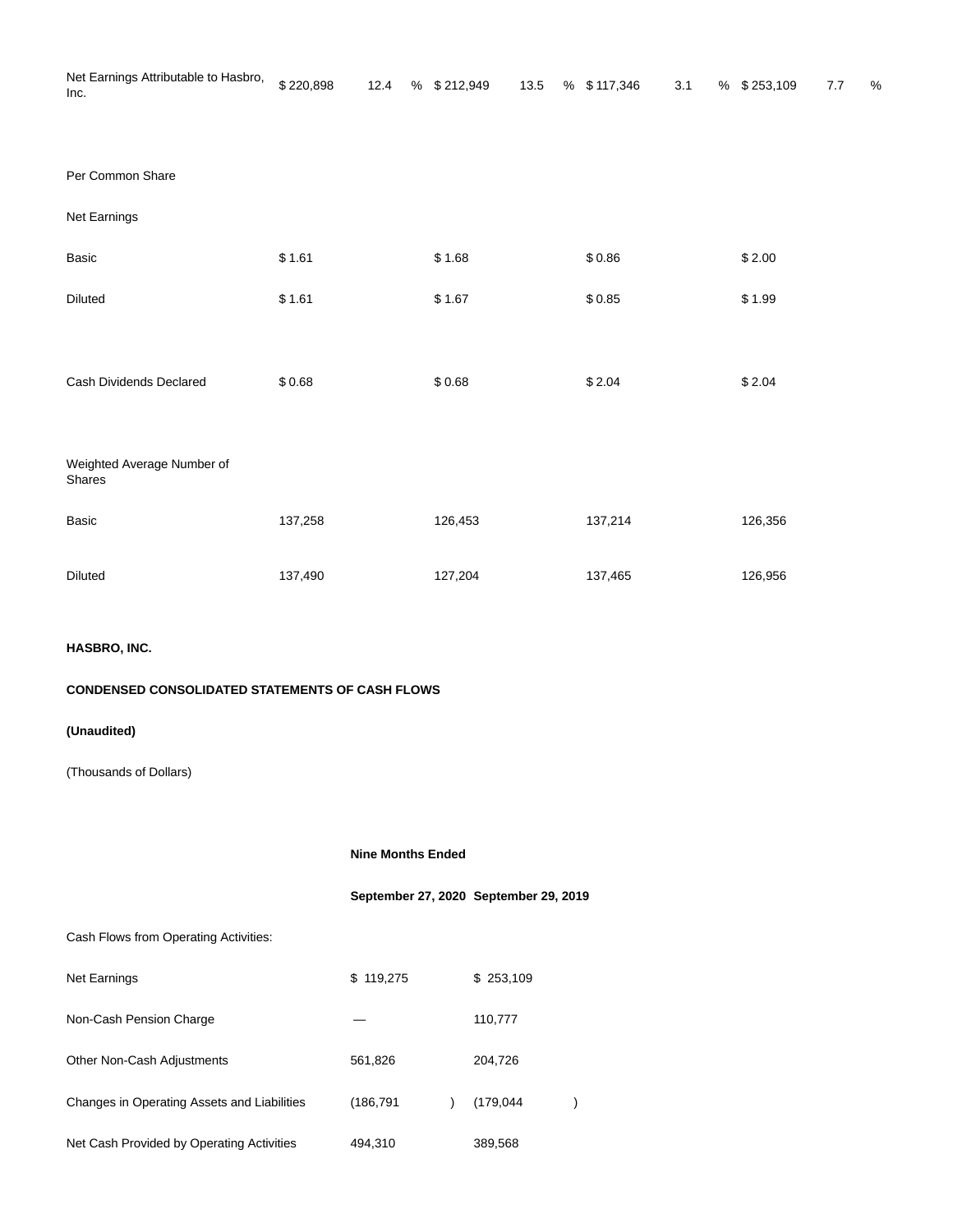| | | | | | | | | |
|---|---|---|---|---|---|---|---|---|
| Net Earnings Attributable to Hasbro, Inc. | $ 220,898 | 12.4 % | $ 212,949 | 13.5 % | $ 117,346 | 3.1 % | $ 253,109 | 7.7 % |
| | | | | | | | | |
| Per Common Share | | | | | | | | |
| Net Earnings | | | | | | | | |
| Basic | $ 1.61 | | $ 1.68 | | $ 0.86 | | $ 2.00 | |
| Diluted | $ 1.61 | | $ 1.67 | | $ 0.85 | | $ 1.99 | |
| | | | | | | | | |
| Cash Dividends Declared | $ 0.68 | | $ 0.68 | | $ 2.04 | | $ 2.04 | |
| | | | | | | | | |
| Weighted Average Number of Shares | | | | | | | | |
| Basic | 137,258 | | 126,453 | | 137,214 | | 126,356 | |
| Diluted | 137,490 | | 127,204 | | 137,465 | | 126,956 | |

**HASBRO, INC.**

**CONDENSED CONSOLIDATED STATEMENTS OF CASH FLOWS**

**(Unaudited)**

(Thousands of Dollars)

| | **Nine Months Ended** | |
|---|---|---|
| | **September 27, 2020** | **September 29, 2019** |
| Cash Flows from Operating Activities: | | |
| Net Earnings | $ 119,275 | $ 253,109 |
| Non-Cash Pension Charge | — | 110,777 |
| Other Non-Cash Adjustments | 561,826 | 204,726 |
| Changes in Operating Assets and Liabilities | (186,791) | (179,044) |
| Net Cash Provided by Operating Activities | 494,310 | 389,568 |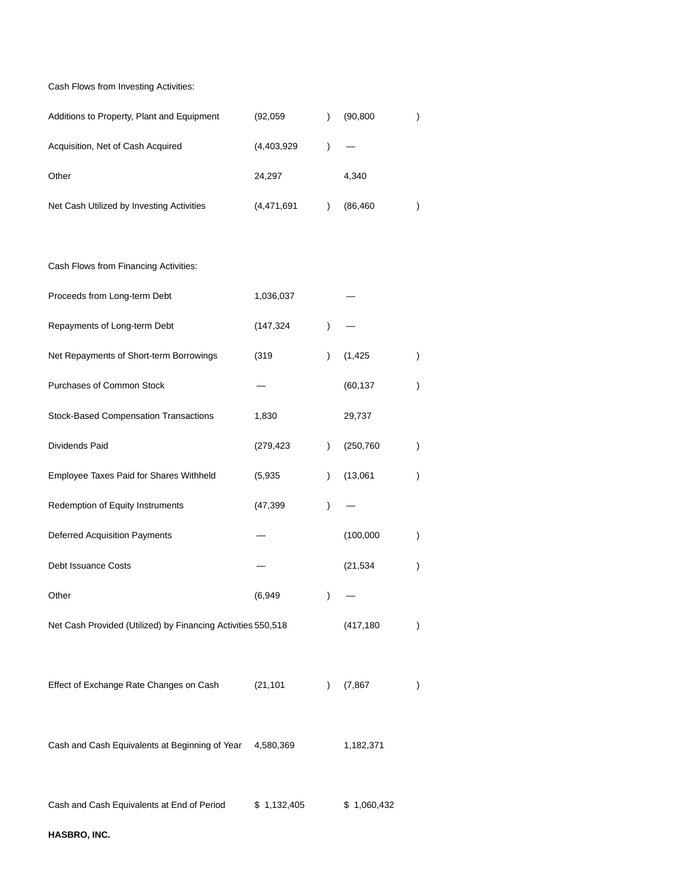| | | |
|---|---|---|
| Cash Flows from Investing Activities: | | |
| Additions to Property, Plant and Equipment | (92,059) | (90,800) |
| Acquisition, Net of Cash Acquired | (4,403,929) | — |
| Other | 24,297 | 4,340 |
| Net Cash Utilized by Investing Activities | (4,471,691) | (86,460) |
| | | |
| Cash Flows from Financing Activities: | | |
| Proceeds from Long-term Debt | 1,036,037 | — |
| Repayments of Long-term Debt | (147,324) | — |
| Net Repayments of Short-term Borrowings | (319) | (1,425) |
| Purchases of Common Stock | — | (60,137) |
| Stock-Based Compensation Transactions | 1,830 | 29,737 |
| Dividends Paid | (279,423) | (250,760) |
| Employee Taxes Paid for Shares Withheld | (5,935) | (13,061) |
| Redemption of Equity Instruments | (47,399) | — |
| Deferred Acquisition Payments | — | (100,000) |
| Debt Issuance Costs | — | (21,534) |
| Other | (6,949) | — |
| Net Cash Provided (Utilized) by Financing Activities | 550,518 | (417,180) |
| | | |
| Effect of Exchange Rate Changes on Cash | (21,101) | (7,867) |
| | | |
| Cash and Cash Equivalents at Beginning of Year | 4,580,369 | 1,182,371 |
| | | |
| Cash and Cash Equivalents at End of Period | $ 1,132,405 | $ 1,060,432 |

**HASBRO, INC.**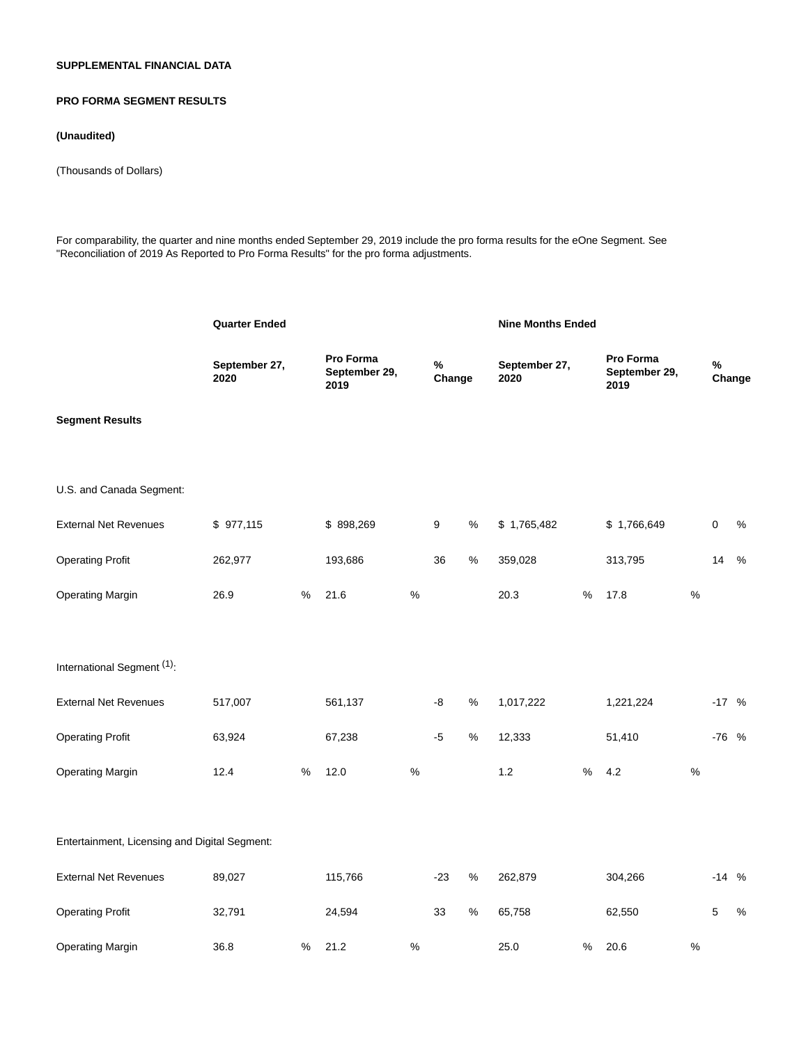**SUPPLEMENTAL FINANCIAL DATA**

**PRO FORMA SEGMENT RESULTS**

**(Unaudited)**

(Thousands of Dollars)

For comparability, the quarter and nine months ended September 29, 2019 include the pro forma results for the eOne Segment. See "Reconciliation of 2019 As Reported to Pro Forma Results" for the pro forma adjustments.

| | **Quarter Ended** | | | **Nine Months Ended** | | |
|---|---|---|---|---|---|---|
| | **September 27, 2020** | **Pro Forma September 29, 2019** | **% Change** | **September 27, 2020** | **Pro Forma September 29, 2019** | **% Change** |
| **Segment Results** | | | | | | |
| U.S. and Canada Segment: | | | | | | |
| External Net Revenues | $ 977,115 | $ 898,269 | 9 % | $ 1,765,482 | $ 1,766,649 | 0 % |
| Operating Profit | 262,977 | 193,686 | 36 % | 359,028 | 313,795 | 14 % |
| Operating Margin | 26.9 % | 21.6 % | | 20.3 % | 17.8 % | |
| International Segment [1]: | | | | | | |
| External Net Revenues | 517,007 | 561,137 | -8 % | 1,017,222 | 1,221,224 | -17 % |
| Operating Profit | 63,924 | 67,238 | -5 % | 12,333 | 51,410 | -76 % |
| Operating Margin | 12.4 % | 12.0 % | | 1.2 % | 4.2 % | |
| Entertainment, Licensing and Digital Segment: | | | | | | |
| External Net Revenues | 89,027 | 115,766 | -23 % | 262,879 | 304,266 | -14 % |
| Operating Profit | 32,791 | 24,594 | 33 % | 65,758 | 62,550 | 5 % |
| Operating Margin | 36.8 % | 21.2 % | | 25.0 % | 20.6 % | |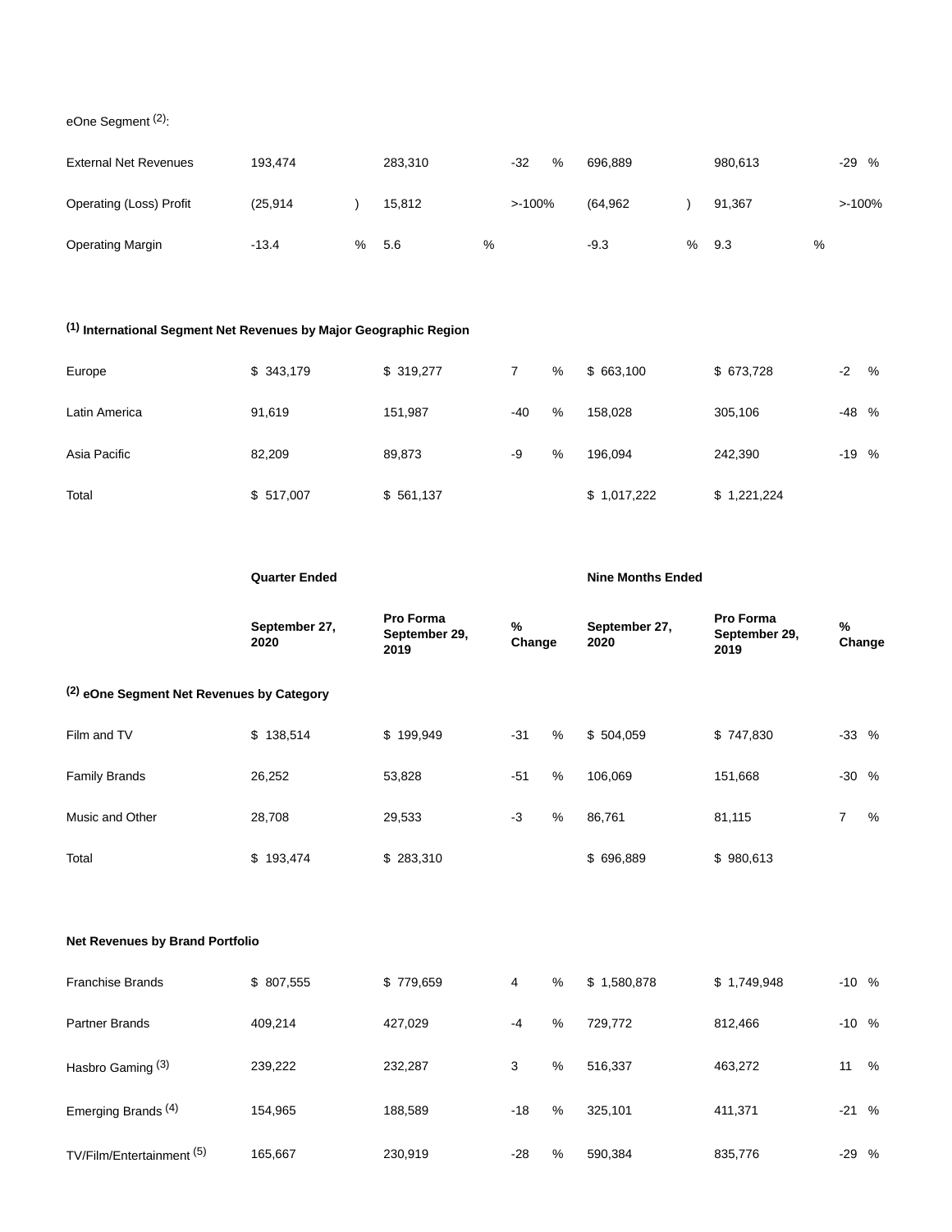| | | | | | | |
|---|---|---|---|---|---|---|
| eOne Segment [2]: | | | | | | |
| External Net Revenues | 193,474 | 283,310 | -32 % | 696,889 | 980,613 | -29 % |
| Operating (Loss) Profit | (25,914 ) | 15,812 | >-100% | (64,962 ) | 91,367 | >-100% |
| Operating Margin | -13.4 % | 5.6 % | | -9.3 % | 9.3 % | |

| | | | | | | |
|---|---|---|---|---|---|---|
| **[1] International Segment Net Revenues by Major Geographic Region** | | | | | | |
| Europe | $ 343,179 | $ 319,277 | 7 % | $ 663,100 | $ 673,728 | -2 % |
| Latin America | 91,619 | 151,987 | -40 % | 158,028 | 305,106 | -48 % |
| Asia Pacific | 82,209 | 89,873 | -9 % | 196,094 | 242,390 | -19 % |
| Total | $ 517,007 | $ 561,137 | | $ 1,017,222 | $ 1,221,224 | |

| | **Quarter Ended** | | | **Nine Months Ended** | | |
|---|---|---|---|---|---|---|
| | **September 27, 2020** | **Pro Forma September 29, 2019** | **% Change** | **September 27, 2020** | **Pro Forma September 29, 2019** | **% Change** |
| **[2] eOne Segment Net Revenues by Category** | | | | | | |
| Film and TV | $ 138,514 | $ 199,949 | -31 % | $ 504,059 | $ 747,830 | -33 % |
| Family Brands | 26,252 | 53,828 | -51 % | 106,069 | 151,668 | -30 % |
| Music and Other | 28,708 | 29,533 | -3 % | 86,761 | 81,115 | 7 % |
| Total | $ 193,474 | $ 283,310 | | $ 696,889 | $ 980,613 | |
| | | | | | | |
| **Net Revenues by Brand Portfolio** | | | | | | |
| Franchise Brands | $ 807,555 | $ 779,659 | 4 % | $ 1,580,878 | $ 1,749,948 | -10 % |
| Partner Brands | 409,214 | 427,029 | -4 % | 729,772 | 812,466 | -10 % |
| Hasbro Gaming [3] | 239,222 | 232,287 | 3 % | 516,337 | 463,272 | 11 % |
| Emerging Brands [4] | 154,965 | 188,589 | -18 % | 325,101 | 411,371 | -21 % |
| TV/Film/Entertainment [5] | 165,667 | 230,919 | -28 % | 590,384 | 835,776 | -29 % |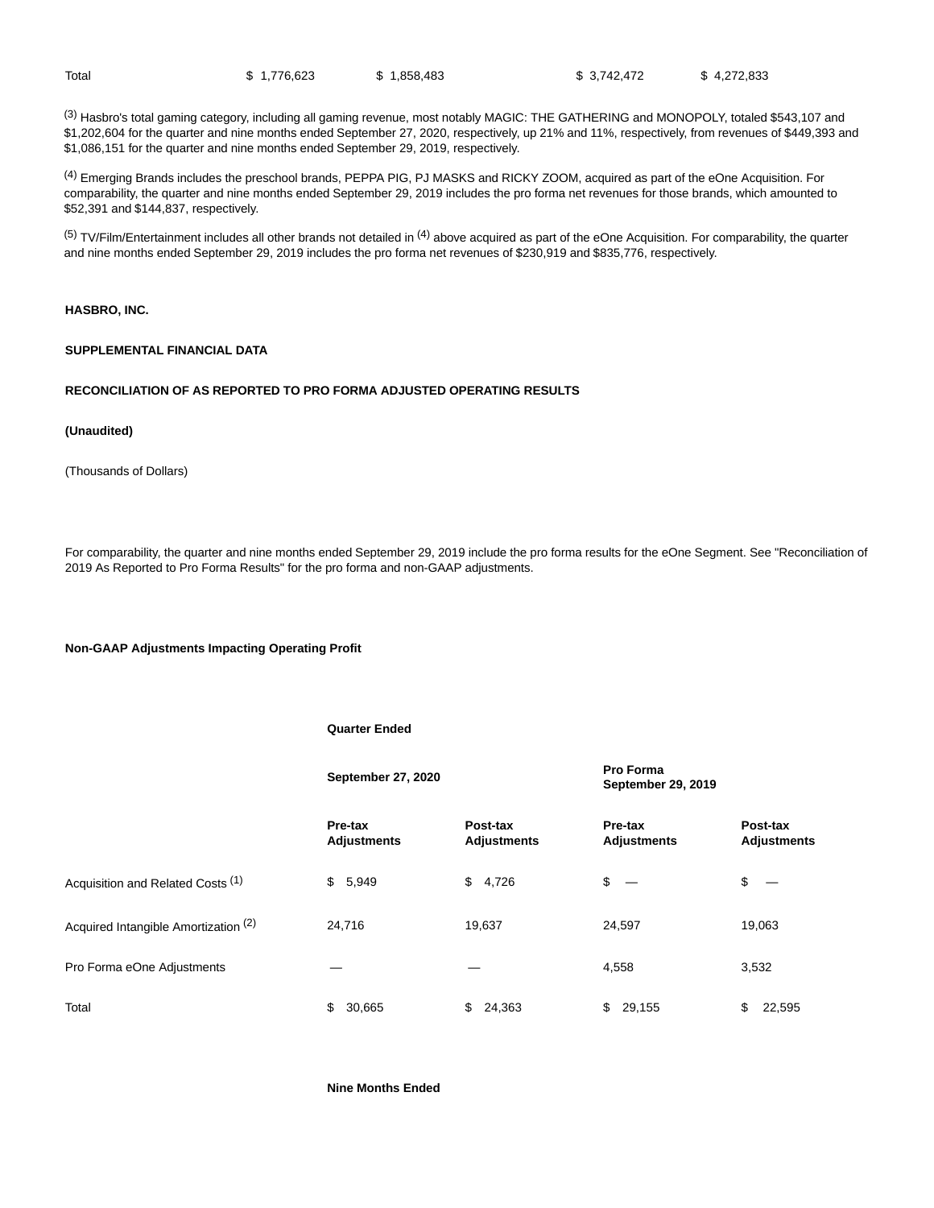| Total | $ 1,776,623 | $ 1,858,483 | $ 3,742,472 | $ 4,272,833 |
|---|---|---|---|---|

[3] Hasbro's total gaming category, including all gaming revenue, most notably MAGIC: THE GATHERING and MONOPOLY, totaled $543,107 and $1,202,604 for the quarter and nine months ended September 27, 2020, respectively, up 21% and 11%, respectively, from revenues of $449,393 and $1,086,151 for the quarter and nine months ended September 29, 2019, respectively.

[4] Emerging Brands includes the preschool brands, PEPPA PIG, PJ MASKS and RICKY ZOOM, acquired as part of the eOne Acquisition. For comparability, the quarter and nine months ended September 29, 2019 includes the pro forma net revenues for those brands, which amounted to $52,391 and $144,837, respectively.

[5] TV/Film/Entertainment includes all other brands not detailed in [4] above acquired as part of the eOne Acquisition. For comparability, the quarter and nine months ended September 29, 2019 includes the pro forma net revenues of $230,919 and $835,776, respectively.

**HASBRO, INC.**

**SUPPLEMENTAL FINANCIAL DATA**

**RECONCILIATION OF AS REPORTED TO PRO FORMA ADJUSTED OPERATING RESULTS**

**(Unaudited)**

(Thousands of Dollars)

For comparability, the quarter and nine months ended September 29, 2019 include the pro forma results for the eOne Segment. See "Reconciliation of 2019 As Reported to Pro Forma Results" for the pro forma and non-GAAP adjustments.

**Non-GAAP Adjustments Impacting Operating Profit**

| | **Quarter Ended** | | | |
|---|---|---|---|---|
| | **September 27, 2020** | | **Pro Forma September 29, 2019** | |
| | **Pre-tax Adjustments** | **Post-tax Adjustments** | **Pre-tax Adjustments** | **Post-tax Adjustments** |
| Acquisition and Related Costs [1] | $ 5,949 | $ 4,726 | $ — | $ — |
| Acquired Intangible Amortization [2] | 24,716 | 19,637 | 24,597 | 19,063 |
| Pro Forma eOne Adjustments | — | — | 4,558 | 3,532 |
| Total | $ 30,665 | $ 24,363 | $ 29,155 | $ 22,595 |

**Nine Months Ended**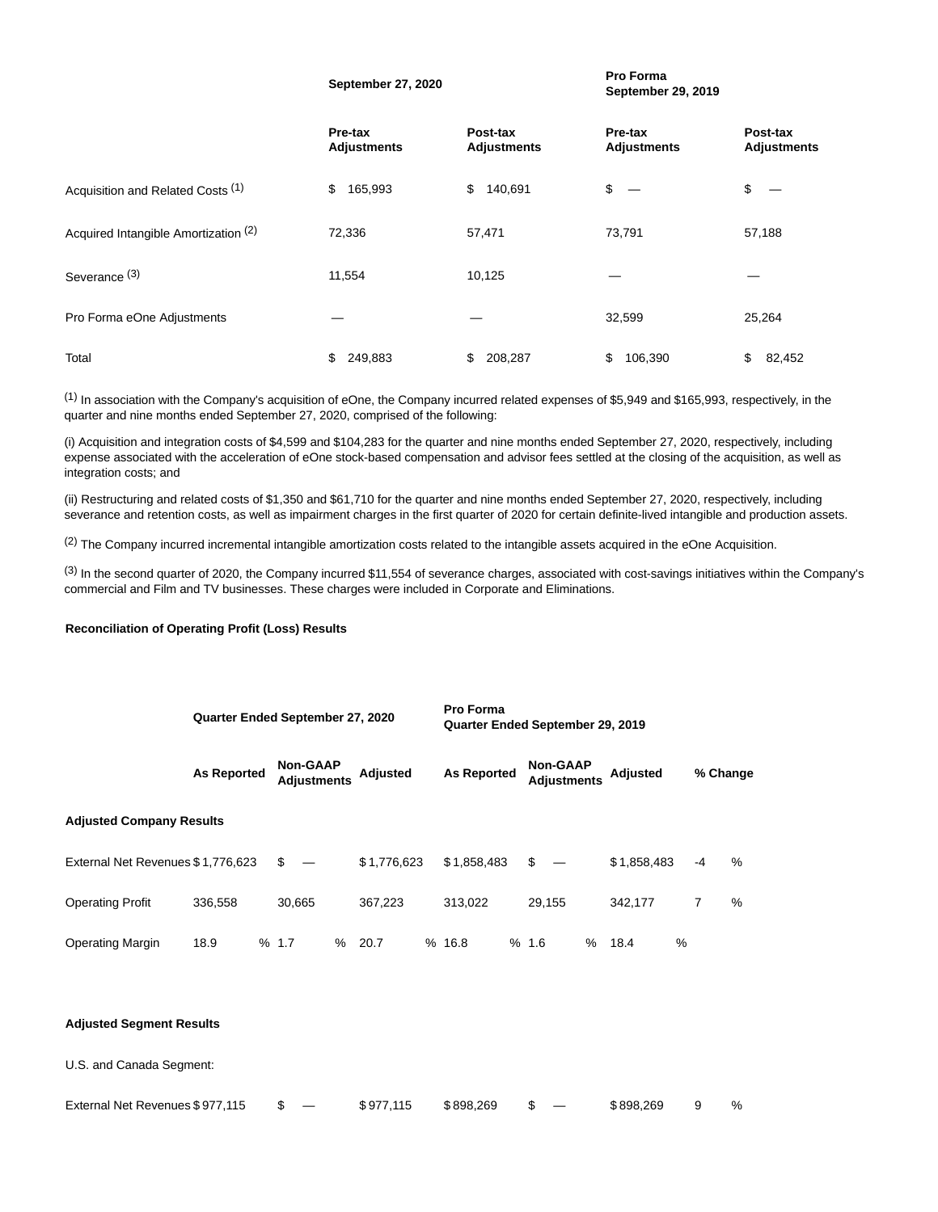| | September 27, 2020 | | Pro Forma September 29, 2019 | |
|---|---|---|---|---|
| | Pre-tax Adjustments | Post-tax Adjustments | Pre-tax Adjustments | Post-tax Adjustments |
| Acquisition and Related Costs [1] | $ 165,993 | $ 140,691 | $ — | $ — |
| Acquired Intangible Amortization [2] | 72,336 | 57,471 | 73,791 | 57,188 |
| Severance [3] | 11,554 | 10,125 | — | — |
| Pro Forma eOne Adjustments | — | — | 32,599 | 25,264 |
| Total | $ 249,883 | $ 208,287 | $ 106,390 | $ 82,452 |

[1] In association with the Company's acquisition of eOne, the Company incurred related expenses of $5,949 and $165,993, respectively, in the quarter and nine months ended September 27, 2020, comprised of the following:

(i) Acquisition and integration costs of $4,599 and $104,283 for the quarter and nine months ended September 27, 2020, respectively, including expense associated with the acceleration of eOne stock-based compensation and advisor fees settled at the closing of the acquisition, as well as integration costs; and

(ii) Restructuring and related costs of $1,350 and $61,710 for the quarter and nine months ended September 27, 2020, respectively, including severance and retention costs, as well as impairment charges in the first quarter of 2020 for certain definite-lived intangible and production assets.

[2] The Company incurred incremental intangible amortization costs related to the intangible assets acquired in the eOne Acquisition.

[3] In the second quarter of 2020, the Company incurred $11,554 of severance charges, associated with cost-savings initiatives within the Company's commercial and Film and TV businesses. These charges were included in Corporate and Eliminations.

**Reconciliation of Operating Profit (Loss) Results**

| | Quarter Ended September 27, 2020 | | | Pro Forma Quarter Ended September 29, 2019 | | | |
|---|---|---|---|---|---|---|---|
| | As Reported | Non-GAAP Adjustments | Adjusted | As Reported | Non-GAAP Adjustments | Adjusted | % Change |
| **Adjusted Company Results** | | | | | | | |
| External Net Revenues | $ 1,776,623 | $ — | $ 1,776,623 | $ 1,858,483 | $ — | $ 1,858,483 | -4 % |
| Operating Profit | 336,558 | 30,665 | 367,223 | 313,022 | 29,155 | 342,177 | 7 % |
| Operating Margin | 18.9 % | 1.7 % | 20.7 % | 16.8 % | 1.6 % | 18.4 % | |
| | | | | | | | |
| **Adjusted Segment Results** | | | | | | | |
| U.S. and Canada Segment: | | | | | | | |
| External Net Revenues | $ 977,115 | $ — | $ 977,115 | $ 898,269 | $ — | $ 898,269 | 9 % |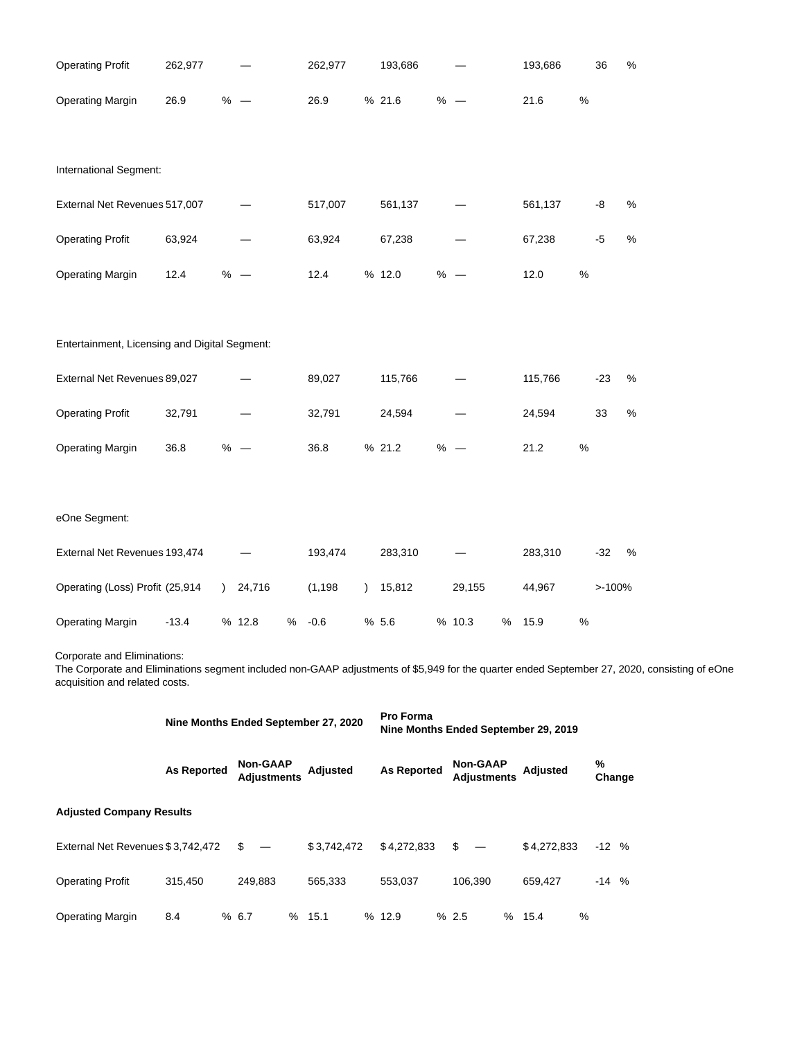| | | | | | | | |
|---|---|---|---|---|---|---|---|
| Operating Profit | 262,977 | — | 262,977 | 193,686 | — | 193,686 | 36 % |
| Operating Margin | 26.9 % | — | 26.9 % | 21.6 % | — | 21.6 % | |
| | | | | | | | |
| International Segment: | | | | | | | |
| External Net Revenues | 517,007 | — | 517,007 | 561,137 | — | 561,137 | -8 % |
| Operating Profit | 63,924 | — | 63,924 | 67,238 | — | 67,238 | -5 % |
| Operating Margin | 12.4 % | — | 12.4 % | 12.0 % | — | 12.0 % | |
| | | | | | | | |
| Entertainment, Licensing and Digital Segment: | | | | | | | |
| External Net Revenues | 89,027 | — | 89,027 | 115,766 | — | 115,766 | -23 % |
| Operating Profit | 32,791 | — | 32,791 | 24,594 | — | 24,594 | 33 % |
| Operating Margin | 36.8 % | — | 36.8 % | 21.2 % | — | 21.2 % | |
| | | | | | | | |
| eOne Segment: | | | | | | | |
| External Net Revenues | 193,474 | — | 193,474 | 283,310 | — | 283,310 | -32 % |
| Operating (Loss) Profit | (25,914 ) | 24,716 | (1,198 ) | 15,812 | 29,155 | 44,967 | >-100% |
| Operating Margin | -13.4 % | 12.8 % | -0.6 % | 5.6 % | 10.3 % | 15.9 % | |

Corporate and Eliminations:
The Corporate and Eliminations segment included non-GAAP adjustments of $5,949 for the quarter ended September 27, 2020, consisting of eOne acquisition and related costs.

| | Nine Months Ended September 27, 2020 | | | Pro Forma Nine Months Ended September 29, 2019 | | | |
|---|---|---|---|---|---|---|---|
| | As Reported | Non-GAAP Adjustments | Adjusted | As Reported | Non-GAAP Adjustments | Adjusted | % Change |
| **Adjusted Company Results** | | | | | | | |
| External Net Revenues | $ 3,742,472 | $ — | $ 3,742,472 | $ 4,272,833 | $ — | $ 4,272,833 | -12 % |
| Operating Profit | 315,450 | 249,883 | 565,333 | 553,037 | 106,390 | 659,427 | -14 % |
| Operating Margin | 8.4 % | 6.7 % | 15.1 % | 12.9 % | 2.5 % | 15.4 % | |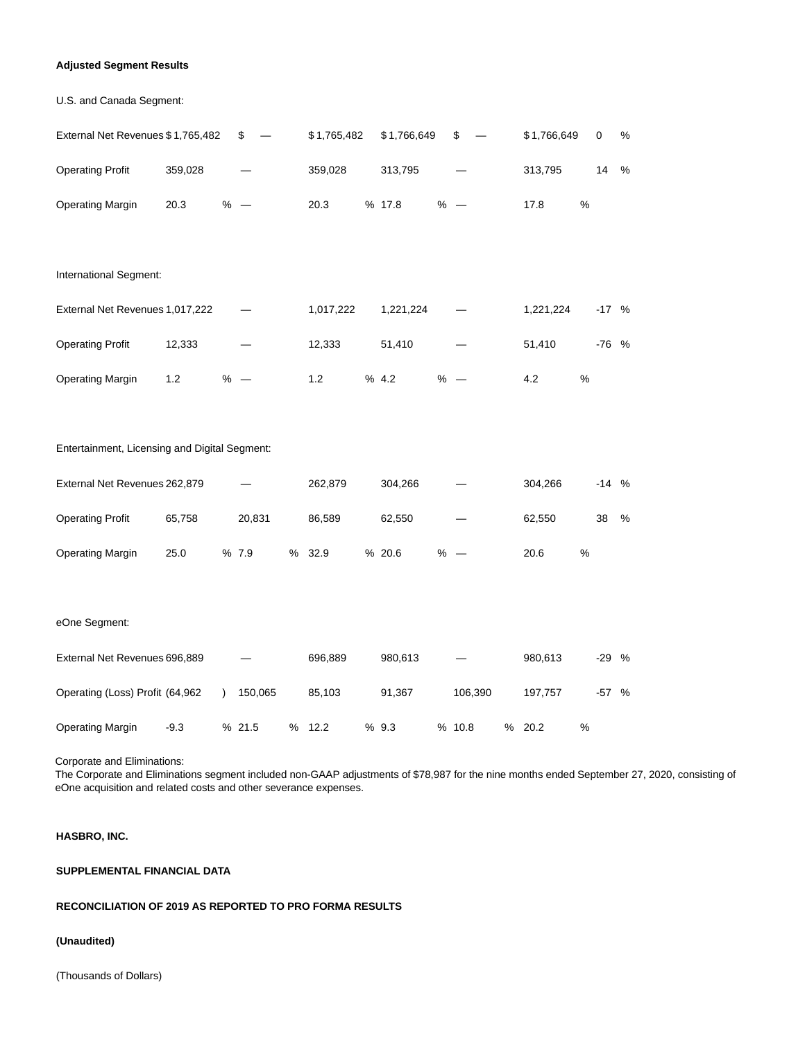**Adjusted Segment Results**

| | | | | | | | |
|---|---|---|---|---|---|---|---|
| U.S. and Canada Segment: | | | | | | | |
| External Net Revenues | $1,765,482 | $ — | $1,765,482 | $1,766,649 | $ — | $1,766,649 | 0 % |
| Operating Profit | 359,028 | — | 359,028 | 313,795 | — | 313,795 | 14 % |
| Operating Margin | 20.3 % | — | 20.3 % | 17.8 % | — | 17.8 % | |
| | | | | | | | |
| International Segment: | | | | | | | |
| External Net Revenues | 1,017,222 | — | 1,017,222 | 1,221,224 | — | 1,221,224 | -17 % |
| Operating Profit | 12,333 | — | 12,333 | 51,410 | — | 51,410 | -76 % |
| Operating Margin | 1.2 % | — | 1.2 % | 4.2 % | — | 4.2 % | |
| | | | | | | | |
| Entertainment, Licensing and Digital Segment: | | | | | | | |
| External Net Revenues | 262,879 | — | 262,879 | 304,266 | — | 304,266 | -14 % |
| Operating Profit | 65,758 | 20,831 | 86,589 | 62,550 | — | 62,550 | 38 % |
| Operating Margin | 25.0 % | 7.9 % | 32.9 % | 20.6 % | — | 20.6 % | |
| | | | | | | | |
| eOne Segment: | | | | | | | |
| External Net Revenues | 696,889 | — | 696,889 | 980,613 | — | 980,613 | -29 % |
| Operating (Loss) Profit | (64,962 ) | 150,065 | 85,103 | 91,367 | 106,390 | 197,757 | -57 % |
| Operating Margin | -9.3 % | 21.5 % | 12.2 % | 9.3 % | 10.8 % | 20.2 % | |

Corporate and Eliminations:
The Corporate and Eliminations segment included non-GAAP adjustments of $78,987 for the nine months ended September 27, 2020, consisting of eOne acquisition and related costs and other severance expenses.

**HASBRO, INC.**

**SUPPLEMENTAL FINANCIAL DATA**

**RECONCILIATION OF 2019 AS REPORTED TO PRO FORMA RESULTS**

**(Unaudited)**

(Thousands of Dollars)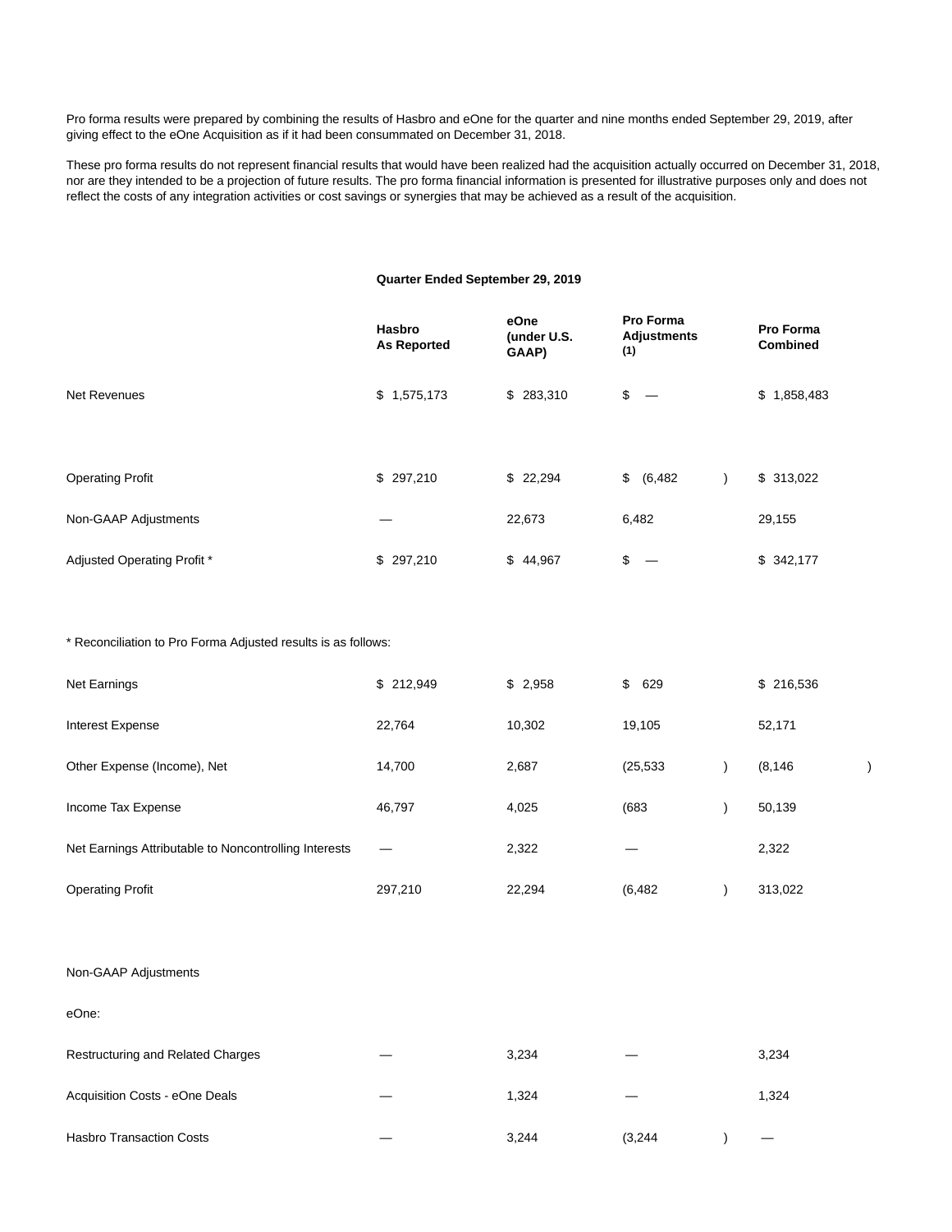Pro forma results were prepared by combining the results of Hasbro and eOne for the quarter and nine months ended September 29, 2019, after giving effect to the eOne Acquisition as if it had been consummated on December 31, 2018.

These pro forma results do not represent financial results that would have been realized had the acquisition actually occurred on December 31, 2018, nor are they intended to be a projection of future results. The pro forma financial information is presented for illustrative purposes only and does not reflect the costs of any integration activities or cost savings or synergies that may be achieved as a result of the acquisition.

| | Quarter Ended September 29, 2019 | | | |
|---|---|---|---|---|
| | **Hasbro As Reported** | **eOne (under U.S. GAAP)** | **Pro Forma Adjustments (1)** | **Pro Forma Combined** |
| Net Revenues | $ 1,575,173 | $ 283,310 | $ — | $ 1,858,483 |
| | | | | |
| Operating Profit | $ 297,210 | $ 22,294 | $ (6,482) | $ 313,022 |
| Non-GAAP Adjustments | — | 22,673 | 6,482 | 29,155 |
| Adjusted Operating Profit * | $ 297,210 | $ 44,967 | $ — | $ 342,177 |
| | | | | |
| * Reconciliation to Pro Forma Adjusted results is as follows: | | | | |
| Net Earnings | $ 212,949 | $ 2,958 | $ 629 | $ 216,536 |
| Interest Expense | 22,764 | 10,302 | 19,105 | 52,171 |
| Other Expense (Income), Net | 14,700 | 2,687 | (25,533) | (8,146) |
| Income Tax Expense | 46,797 | 4,025 | (683) | 50,139 |
| Net Earnings Attributable to Noncontrolling Interests | — | 2,322 | — | 2,322 |
| Operating Profit | 297,210 | 22,294 | (6,482) | 313,022 |
| | | | | |
| Non-GAAP Adjustments | | | | |
| eOne: | | | | |
| Restructuring and Related Charges | — | 3,234 | — | 3,234 |
| Acquisition Costs - eOne Deals | — | 1,324 | — | 1,324 |
| Hasbro Transaction Costs | — | 3,244 | (3,244) | — |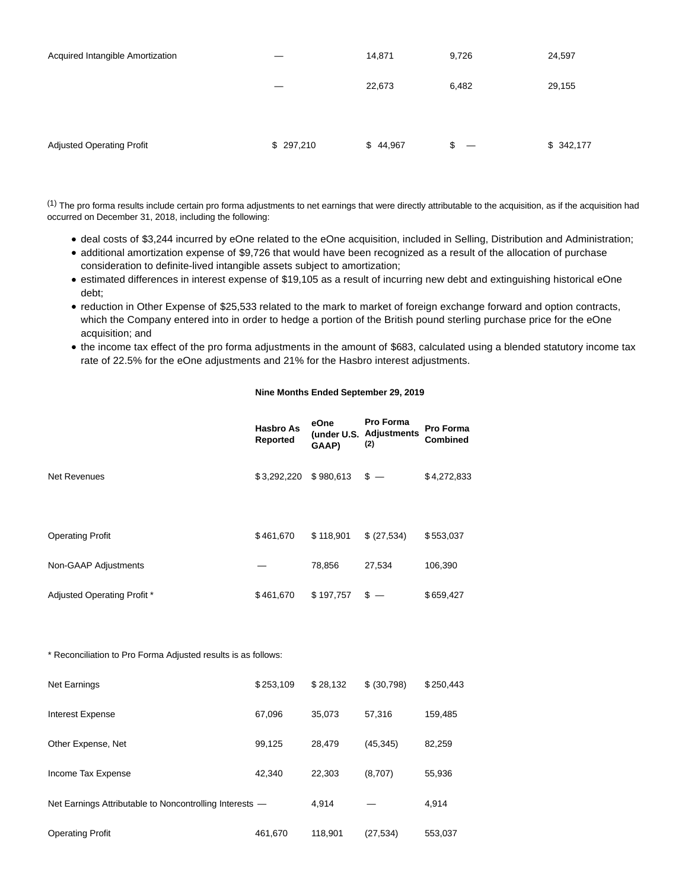| | | | | |
|---|---|---|---|---|
| Acquired Intangible Amortization | — | 14,871 | 9,726 | 24,597 |
| | — | 22,673 | 6,482 | 29,155 |
| Adjusted Operating Profit | $ 297,210 | $ 44,967 | $ — | $ 342,177 |

(1) The pro forma results include certain pro forma adjustments to net earnings that were directly attributable to the acquisition, as if the acquisition had occurred on December 31, 2018, including the following:

- deal costs of $3,244 incurred by eOne related to the eOne acquisition, included in Selling, Distribution and Administration;
- additional amortization expense of $9,726 that would have been recognized as a result of the allocation of purchase consideration to definite-lived intangible assets subject to amortization;
- estimated differences in interest expense of $19,105 as a result of incurring new debt and extinguishing historical eOne debt;
- reduction in Other Expense of $25,533 related to the mark to market of foreign exchange forward and option contracts, which the Company entered into in order to hedge a portion of the British pound sterling purchase price for the eOne acquisition; and
- the income tax effect of the pro forma adjustments in the amount of $683, calculated using a blended statutory income tax rate of 22.5% for the eOne adjustments and 21% for the Hasbro interest adjustments.

| | Nine Months Ended September 29, 2019 | | | |
|---|---|---|---|---|
| | Hasbro As Reported | eOne (under U.S. GAAP) | Pro Forma Adjustments (2) | Pro Forma Combined |
| Net Revenues | $ 3,292,220 | $ 980,613 | $ — | $ 4,272,833 |
| Operating Profit | $ 461,670 | $ 118,901 | $ (27,534) | $ 553,037 |
| Non-GAAP Adjustments | — | 78,856 | 27,534 | 106,390 |
| Adjusted Operating Profit * | $ 461,670 | $ 197,757 | $ — | $ 659,427 |

\* Reconciliation to Pro Forma Adjusted results is as follows:

| | | | | |
|---|---|---|---|---|
| Net Earnings | $ 253,109 | $ 28,132 | $ (30,798) | $ 250,443 |
| Interest Expense | 67,096 | 35,073 | 57,316 | 159,485 |
| Other Expense, Net | 99,125 | 28,479 | (45,345) | 82,259 |
| Income Tax Expense | 42,340 | 22,303 | (8,707) | 55,936 |
| Net Earnings Attributable to Noncontrolling Interests | — | 4,914 | — | 4,914 |
| Operating Profit | 461,670 | 118,901 | (27,534) | 553,037 |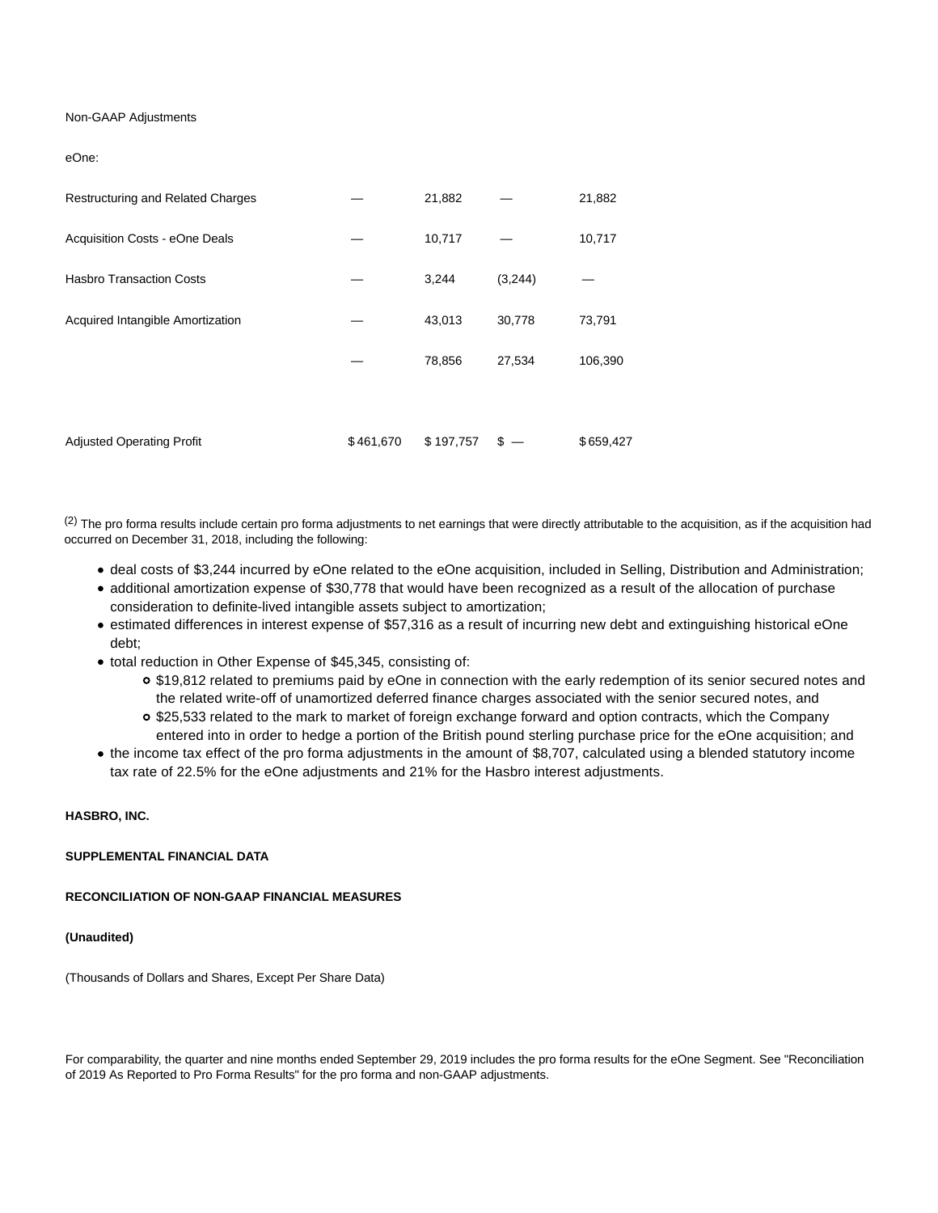| Non-GAAP Adjustments | | | | |
|---|---|---|---|---|
| eOne: | | | | |
| Restructuring and Related Charges | — | 21,882 | — | 21,882 |
| Acquisition Costs - eOne Deals | — | 10,717 | — | 10,717 |
| Hasbro Transaction Costs | — | 3,244 | (3,244) | — |
| Acquired Intangible Amortization | — | 43,013 | 30,778 | 73,791 |
| | — | 78,856 | 27,534 | 106,390 |
| | | | | |
| Adjusted Operating Profit | $ 461,670 | $ 197,757 | $ — | $ 659,427 |

(2) The pro forma results include certain pro forma adjustments to net earnings that were directly attributable to the acquisition, as if the acquisition had occurred on December 31, 2018, including the following:

- deal costs of $3,244 incurred by eOne related to the eOne acquisition, included in Selling, Distribution and Administration;
- additional amortization expense of $30,778 that would have been recognized as a result of the allocation of purchase consideration to definite-lived intangible assets subject to amortization;
- estimated differences in interest expense of $57,316 as a result of incurring new debt and extinguishing historical eOne debt;
- total reduction in Other Expense of $45,345, consisting of:
  - $19,812 related to premiums paid by eOne in connection with the early redemption of its senior secured notes and the related write-off of unamortized deferred finance charges associated with the senior secured notes, and
  - $25,533 related to the mark to market of foreign exchange forward and option contracts, which the Company entered into in order to hedge a portion of the British pound sterling purchase price for the eOne acquisition; and
- the income tax effect of the pro forma adjustments in the amount of $8,707, calculated using a blended statutory income tax rate of 22.5% for the eOne adjustments and 21% for the Hasbro interest adjustments.

**HASBRO, INC.**

**SUPPLEMENTAL FINANCIAL DATA**

**RECONCILIATION OF NON-GAAP FINANCIAL MEASURES**

**(Unaudited)**

(Thousands of Dollars and Shares, Except Per Share Data)

For comparability, the quarter and nine months ended September 29, 2019 includes the pro forma results for the eOne Segment. See "Reconciliation of 2019 As Reported to Pro Forma Results" for the pro forma and non-GAAP adjustments.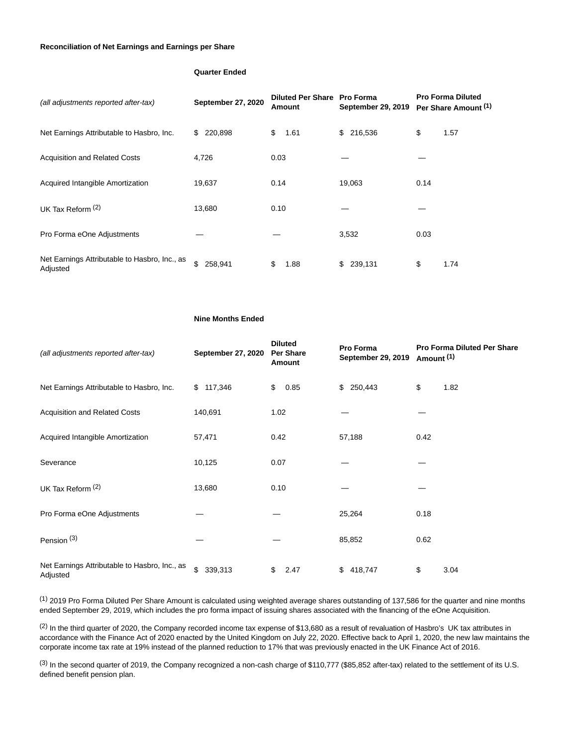**Reconciliation of Net Earnings and Earnings per Share**

| | **Quarter Ended** | | | |
|---|---|---|---|---|
| *(all adjustments reported after-tax)* | **September 27, 2020** | **Diluted Per Share Amount** | **Pro Forma September 29, 2019** | **Pro Forma Diluted Per Share Amount** [(1)] |
| Net Earnings Attributable to Hasbro, Inc. | $ 220,898 | $ 1.61 | $ 216,536 | $ 1.57 |
| Acquisition and Related Costs | 4,726 | 0.03 | — | — |
| Acquired Intangible Amortization | 19,637 | 0.14 | 19,063 | 0.14 |
| UK Tax Reform [(2)] | 13,680 | 0.10 | — | — |
| Pro Forma eOne Adjustments | — | — | 3,532 | 0.03 |
| Net Earnings Attributable to Hasbro, Inc., as Adjusted | $ 258,941 | $ 1.88 | $ 239,131 | $ 1.74 |

| | **Nine Months Ended** | | | |
|---|---|---|---|---|
| *(all adjustments reported after-tax)* | **September 27, 2020** | **Diluted Per Share Amount** | **Pro Forma September 29, 2019** | **Pro Forma Diluted Per Share Amount** [(1)] |
| Net Earnings Attributable to Hasbro, Inc. | $ 117,346 | $ 0.85 | $ 250,443 | $ 1.82 |
| Acquisition and Related Costs | 140,691 | 1.02 | — | — |
| Acquired Intangible Amortization | 57,471 | 0.42 | 57,188 | 0.42 |
| Severance | 10,125 | 0.07 | — | — |
| UK Tax Reform [(2)] | 13,680 | 0.10 | — | — |
| Pro Forma eOne Adjustments | — | — | 25,264 | 0.18 |
| Pension [(3)] | — | — | 85,852 | 0.62 |
| Net Earnings Attributable to Hasbro, Inc., as Adjusted | $ 339,313 | $ 2.47 | $ 418,747 | $ 3.04 |

[(1)] 2019 Pro Forma Diluted Per Share Amount is calculated using weighted average shares outstanding of 137,586 for the quarter and nine months ended September 29, 2019, which includes the pro forma impact of issuing shares associated with the financing of the eOne Acquisition.

[(2)] In the third quarter of 2020, the Company recorded income tax expense of $13,680 as a result of revaluation of Hasbro's UK tax attributes in accordance with the Finance Act of 2020 enacted by the United Kingdom on July 22, 2020. Effective back to April 1, 2020, the new law maintains the corporate income tax rate at 19% instead of the planned reduction to 17% that was previously enacted in the UK Finance Act of 2016.

[(3)] In the second quarter of 2019, the Company recognized a non-cash charge of $110,777 ($85,852 after-tax) related to the settlement of its U.S. defined benefit pension plan.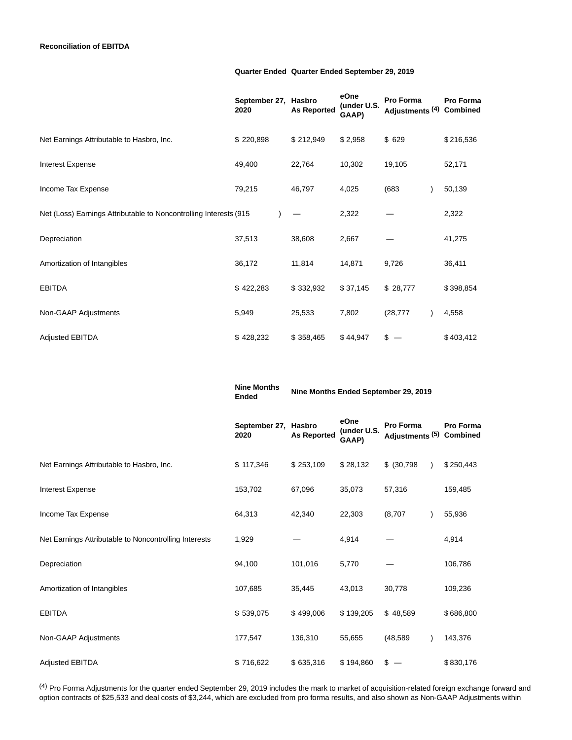**Reconciliation of EBITDA**

| | Quarter Ended | Quarter Ended September 29, 2019 | | | |
|---|---|---|---|---|---|
| | September 27, 2020 | Hasbro As Reported | eOne (under U.S. GAAP) | Pro Forma Adjustments [4] | Pro Forma Combined |
| Net Earnings Attributable to Hasbro, Inc. | $ 220,898 | $ 212,949 | $ 2,958 | $ 629 | $ 216,536 |
| Interest Expense | 49,400 | 22,764 | 10,302 | 19,105 | 52,171 |
| Income Tax Expense | 79,215 | 46,797 | 4,025 | (683) | 50,139 |
| Net (Loss) Earnings Attributable to Noncontrolling Interests | (915) | — | 2,322 | — | 2,322 |
| Depreciation | 37,513 | 38,608 | 2,667 | — | 41,275 |
| Amortization of Intangibles | 36,172 | 11,814 | 14,871 | 9,726 | 36,411 |
| EBITDA | $ 422,283 | $ 332,932 | $ 37,145 | $ 28,777 | $ 398,854 |
| Non-GAAP Adjustments | 5,949 | 25,533 | 7,802 | (28,777) | 4,558 |
| Adjusted EBITDA | $ 428,232 | $ 358,465 | $ 44,947 | $ — | $ 403,412 |

| | Nine Months Ended | Nine Months Ended September 29, 2019 | | | |
|---|---|---|---|---|---|
| | September 27, 2020 | Hasbro As Reported | eOne (under U.S. GAAP) | Pro Forma Adjustments [5] | Pro Forma Combined |
| Net Earnings Attributable to Hasbro, Inc. | $ 117,346 | $ 253,109 | $ 28,132 | $ (30,798) | $ 250,443 |
| Interest Expense | 153,702 | 67,096 | 35,073 | 57,316 | 159,485 |
| Income Tax Expense | 64,313 | 42,340 | 22,303 | (8,707) | 55,936 |
| Net Earnings Attributable to Noncontrolling Interests | 1,929 | — | 4,914 | — | 4,914 |
| Depreciation | 94,100 | 101,016 | 5,770 | — | 106,786 |
| Amortization of Intangibles | 107,685 | 35,445 | 43,013 | 30,778 | 109,236 |
| EBITDA | $ 539,075 | $ 499,006 | $ 139,205 | $ 48,589 | $ 686,800 |
| Non-GAAP Adjustments | 177,547 | 136,310 | 55,655 | (48,589) | 143,376 |
| Adjusted EBITDA | $ 716,622 | $ 635,316 | $ 194,860 | $ — | $ 830,176 |

[4] Pro Forma Adjustments for the quarter ended September 29, 2019 includes the mark to market of acquisition-related foreign exchange forward and option contracts of $25,533 and deal costs of $3,244, which are excluded from pro forma results, and also shown as Non-GAAP Adjustments within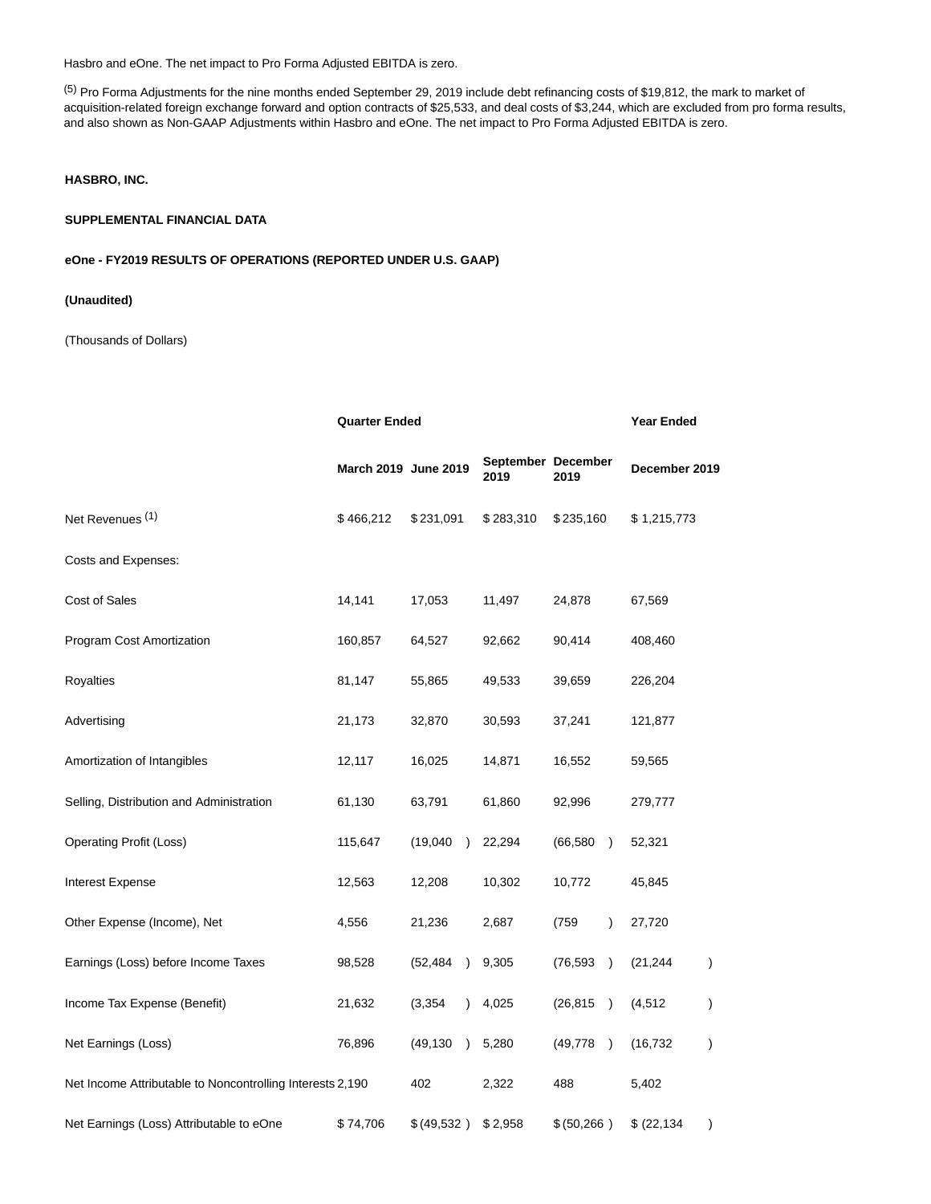Hasbro and eOne. The net impact to Pro Forma Adjusted EBITDA is zero.

[5] Pro Forma Adjustments for the nine months ended September 29, 2019 include debt refinancing costs of $19,812, the mark to market of acquisition-related foreign exchange forward and option contracts of $25,533, and deal costs of $3,244, which are excluded from pro forma results, and also shown as Non-GAAP Adjustments within Hasbro and eOne. The net impact to Pro Forma Adjusted EBITDA is zero.

**HASBRO, INC.**

**SUPPLEMENTAL FINANCIAL DATA**

**eOne - FY2019 RESULTS OF OPERATIONS (REPORTED UNDER U.S. GAAP)**

**(Unaudited)**

(Thousands of Dollars)

| | Quarter Ended | | | | Year Ended |
|---|---|---|---|---|---|
| | March 2019 | June 2019 | September 2019 | December 2019 | December 2019 |
| Net Revenues [1] | $ 466,212 | $ 231,091 | $ 283,310 | $ 235,160 | $ 1,215,773 |
| Costs and Expenses: | | | | | |
| Cost of Sales | 14,141 | 17,053 | 11,497 | 24,878 | 67,569 |
| Program Cost Amortization | 160,857 | 64,527 | 92,662 | 90,414 | 408,460 |
| Royalties | 81,147 | 55,865 | 49,533 | 39,659 | 226,204 |
| Advertising | 21,173 | 32,870 | 30,593 | 37,241 | 121,877 |
| Amortization of Intangibles | 12,117 | 16,025 | 14,871 | 16,552 | 59,565 |
| Selling, Distribution and Administration | 61,130 | 63,791 | 61,860 | 92,996 | 279,777 |
| Operating Profit (Loss) | 115,647 | (19,040) | 22,294 | (66,580) | 52,321 |
| Interest Expense | 12,563 | 12,208 | 10,302 | 10,772 | 45,845 |
| Other Expense (Income), Net | 4,556 | 21,236 | 2,687 | (759) | 27,720 |
| Earnings (Loss) before Income Taxes | 98,528 | (52,484) | 9,305 | (76,593) | (21,244) |
| Income Tax Expense (Benefit) | 21,632 | (3,354) | 4,025 | (26,815) | (4,512) |
| Net Earnings (Loss) | 76,896 | (49,130) | 5,280 | (49,778) | (16,732) |
| Net Income Attributable to Noncontrolling Interests | 2,190 | 402 | 2,322 | 488 | 5,402 |
| Net Earnings (Loss) Attributable to eOne | $ 74,706 | $ (49,532) | $ 2,958 | $ (50,266) | $ (22,134) |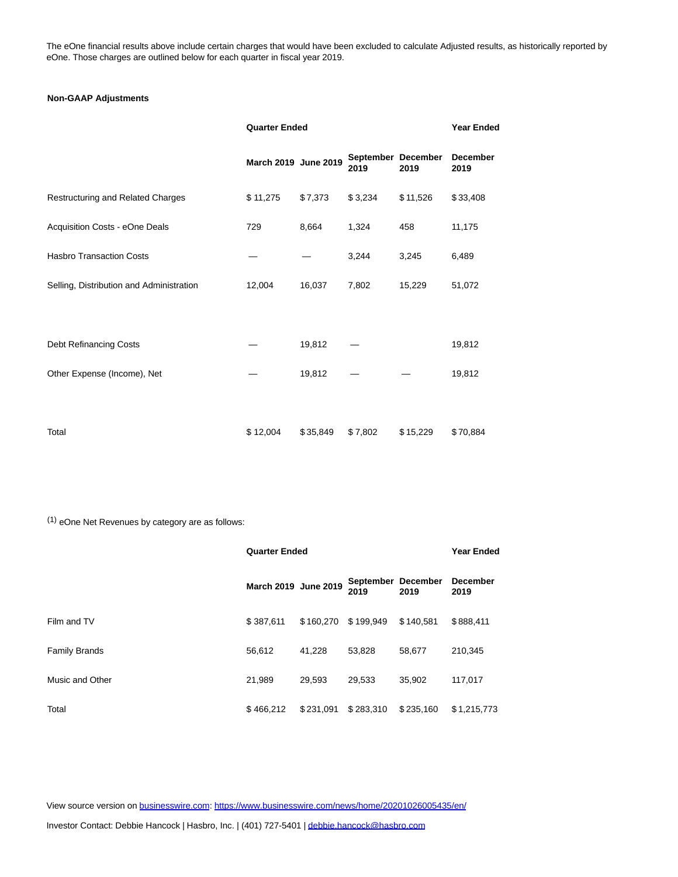The eOne financial results above include certain charges that would have been excluded to calculate Adjusted results, as historically reported by eOne. Those charges are outlined below for each quarter in fiscal year 2019.

**Non-GAAP Adjustments**

| | **Quarter Ended** | | | | **Year Ended** |
|---|---|---|---|---|---|
| | **March 2019** | **June 2019** | **September 2019** | **December 2019** | **December 2019** |
| Restructuring and Related Charges | $ 11,275 | $ 7,373 | $ 3,234 | $ 11,526 | $ 33,408 |
| Acquisition Costs - eOne Deals | 729 | 8,664 | 1,324 | 458 | 11,175 |
| Hasbro Transaction Costs | — | — | 3,244 | 3,245 | 6,489 |
| Selling, Distribution and Administration | 12,004 | 16,037 | 7,802 | 15,229 | 51,072 |
| | | | | | |
| Debt Refinancing Costs | — | 19,812 | — | | 19,812 |
| Other Expense (Income), Net | — | 19,812 | — | — | 19,812 |
| | | | | | |
| Total | $ 12,004 | $ 35,849 | $ 7,802 | $ 15,229 | $ 70,884 |

[1] eOne Net Revenues by category are as follows:

| | **Quarter Ended** | | | | **Year Ended** |
|---|---|---|---|---|---|
| | **March 2019** | **June 2019** | **September 2019** | **December 2019** | **December 2019** |
| Film and TV | $ 387,611 | $ 160,270 | $ 199,949 | $ 140,581 | $ 888,411 |
| Family Brands | 56,612 | 41,228 | 53,828 | 58,677 | 210,345 |
| Music and Other | 21,989 | 29,593 | 29,533 | 35,902 | 117,017 |
| Total | $ 466,212 | $ 231,091 | $ 283,310 | $ 235,160 | $ 1,215,773 |

View source version on businesswire.com: https://www.businesswire.com/news/home/20201026005435/en/

Investor Contact: Debbie Hancock | Hasbro, Inc. | (401) 727-5401 | debbie.hancock@hasbro.com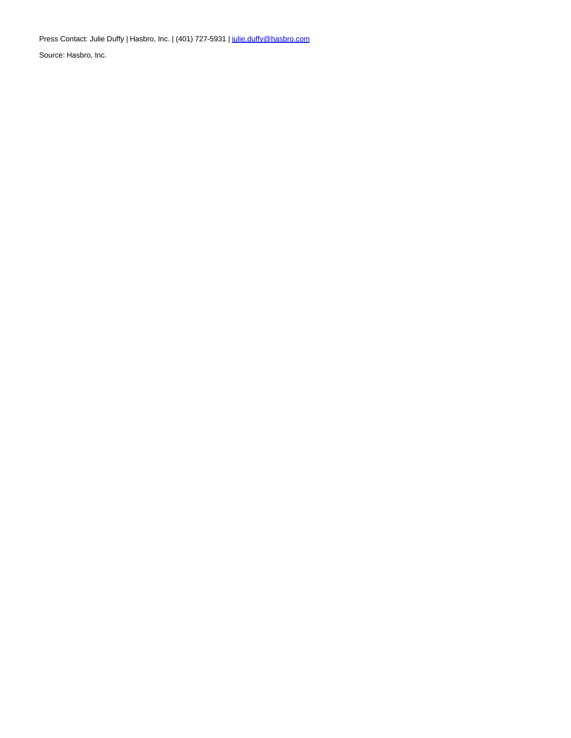Press Contact: Julie Duffy | Hasbro, Inc. | (401) 727-5931 | julie.duffy@hasbro.com

Source: Hasbro, Inc.